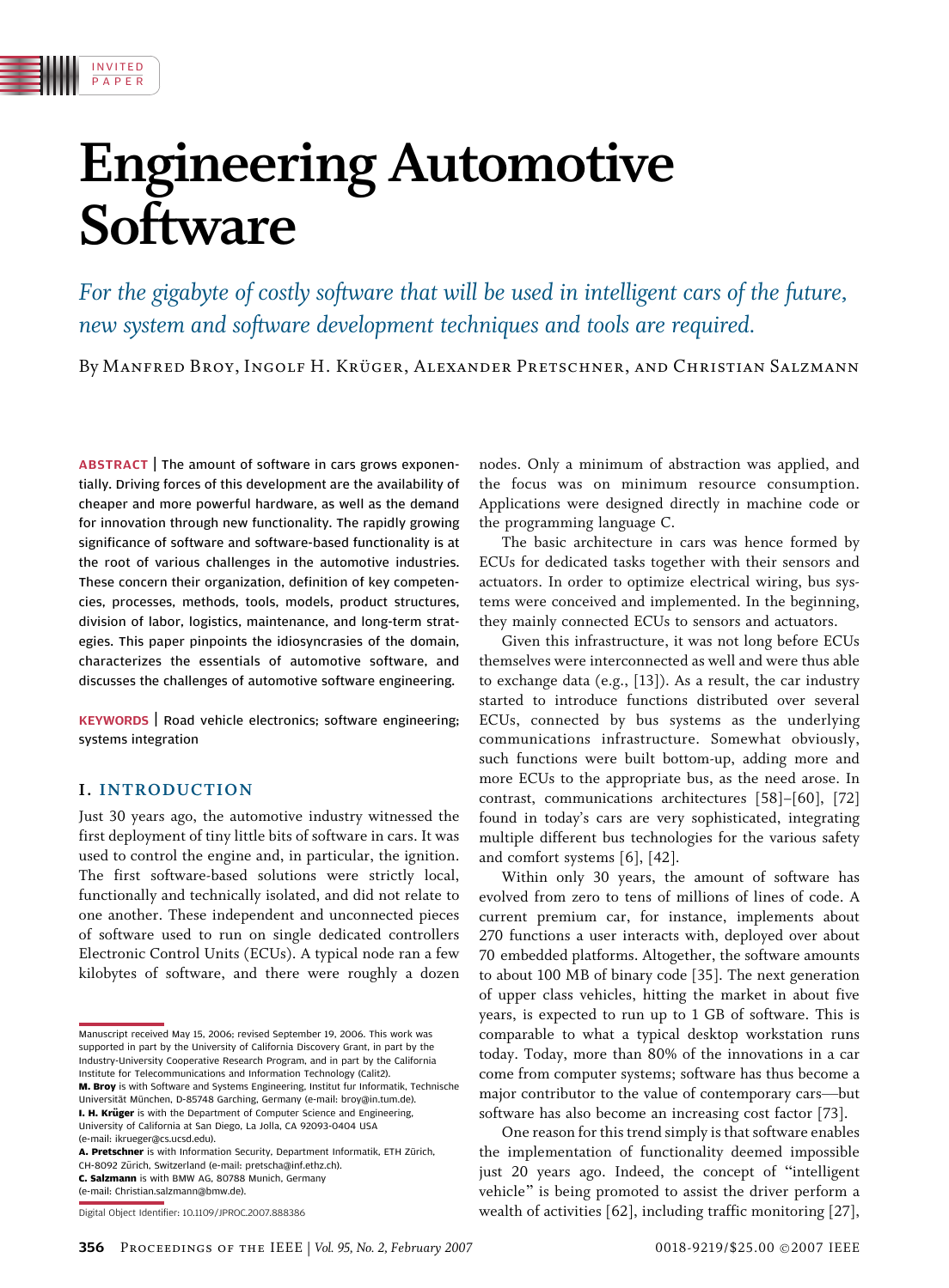INVITED PAPER

# Engineering Automotive Software

*For the gigabyte of costly software that will be used in intelligent cars of the future, new system and software development techniques and tools are required.*

By Manfred Broy, Ingolf H. Krüger, Alexander Pretschner, and Christian Salzmann

**ABSTRACT** | The amount of software in cars grows exponentially. Driving forces of this development are the availability of cheaper and more powerful hardware, as well as the demand for innovation through new functionality. The rapidly growing significance of software and software-based functionality is at the root of various challenges in the automotive industries. These concern their organization, definition of key competencies, processes, methods, tools, models, product structures, division of labor, logistics, maintenance, and long-term strategies. This paper pinpoints the idiosyncrasies of the domain, characterizes the essentials of automotive software, and discusses the challenges of automotive software engineering.

**KEYWORDS** | Road vehicle electronics; software engineering; systems integration

## I. INTRODUCTION

Just 30 years ago, the automotive industry witnessed the first deployment of tiny little bits of software in cars. It was used to control the engine and, in particular, the ignition. The first software-based solutions were strictly local, functionally and technically isolated, and did not relate to one another. These independent and unconnected pieces of software used to run on single dedicated controllers Electronic Control Units (ECUs). A typical node ran a few kilobytes of software, and there were roughly a dozen nodes. Only a minimum of abstraction was applied, and the focus was on minimum resource consumption. Applications were designed directly in machine code or the programming language C.

The basic architecture in cars was hence formed by ECUs for dedicated tasks together with their sensors and actuators. In order to optimize electrical wiring, bus systems were conceived and implemented. In the beginning, they mainly connected ECUs to sensors and actuators.

Given this infrastructure, it was not long before ECUs themselves were interconnected as well and were thus able to exchange data (e.g., [13]). As a result, the car industry started to introduce functions distributed over several ECUs, connected by bus systems as the underlying communications infrastructure. Somewhat obviously, such functions were built bottom-up, adding more and more ECUs to the appropriate bus, as the need arose. In contrast, communications architectures [58]–[60], [72] found in today's cars are very sophisticated, integrating multiple different bus technologies for the various safety and comfort systems [6], [42].

Within only 30 years, the amount of software has evolved from zero to tens of millions of lines of code. A current premium car, for instance, implements about 270 functions a user interacts with, deployed over about 70 embedded platforms. Altogether, the software amounts to about 100 MB of binary code [35]. The next generation of upper class vehicles, hitting the market in about five years, is expected to run up to 1 GB of software. This is comparable to what a typical desktop workstation runs today. Today, more than 80% of the innovations in a car come from computer systems; software has thus become a major contributor to the value of contemporary cars—but software has also become an increasing cost factor [73].

One reason for this trend simply is that software enables the implementation of functionality deemed impossible just 20 years ago. Indeed, the concept of "intelligent vehicle" is being promoted to assist the driver perform a wealth of activities [62], including traffic monitoring [27],

Manuscript received May 15, 2006; revised September 19, 2006. This work was supported in part by the University of California Discovery Grant, in part by the Industry-University Cooperative Research Program, and in part by the California Institute for Telecommunications and Information Technology (Calit2).

**M. Broy** is with Software and Systems Engineering, Institut fur Informatik, Technische Universität München, D-85748 Garching, Germany (e-mail: broy@in.tum.de).

**I. H. Krüger** is with the Department of Computer Science and Engineering, University of California at San Diego, La Jolla, CA 92093-0404 USA (e-mail: ikrueger@cs.ucsd.edu).

**A. Pretschner** is with Information Security, Department Informatik, ETH Zürich, CH-8092 Zürich, Switzerland (e-mail: pretscha@inf.ethz.ch).

**C. Salzmann** is with BMW AG, 80788 Munich, Germany (e-mail: Christian.salzmann@bmw.de).

Digital Object Identifier: 10.1109/JPROC.2007.888386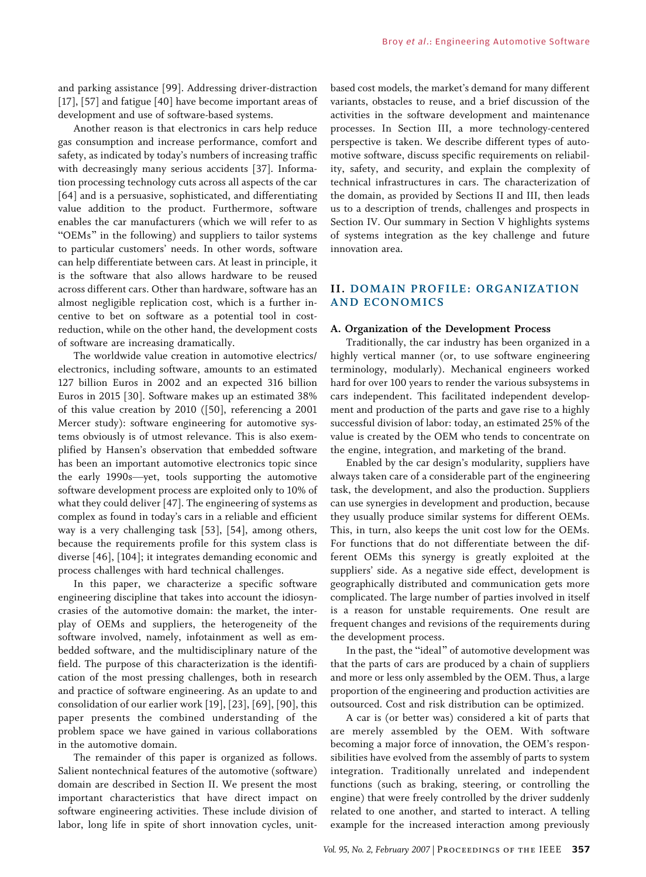and parking assistance [99]. Addressing driver-distraction [17], [57] and fatigue [40] have become important areas of development and use of software-based systems.

Another reason is that electronics in cars help reduce gas consumption and increase performance, comfort and safety, as indicated by today's numbers of increasing traffic with decreasingly many serious accidents [37]. Information processing technology cuts across all aspects of the car [64] and is a persuasive, sophisticated, and differentiating value addition to the product. Furthermore, software enables the car manufacturers (which we will refer to as "OEMs" in the following) and suppliers to tailor systems to particular customers' needs. In other words, software can help differentiate between cars. At least in principle, it is the software that also allows hardware to be reused across different cars. Other than hardware, software has an almost negligible replication cost, which is a further incentive to bet on software as a potential tool in cost-reduction, while on the other hand, the development costs of software are increasing dramatically.

The worldwide value creation in automotive electrics/electronics, including software, amounts to an estimated 127 billion Euros in 2002 and an expected 316 billion Euros in 2015 [30]. Software makes up an estimated 38% of this value creation by 2010 ([50], referencing a 2001 Mercer study): software engineering for automotive systems obviously is of utmost relevance. This is also exemplified by Hansen's observation that embedded software has been an important automotive electronics topic since the early 1990s—yet, tools supporting the automotive software development process are exploited only to 10% of what they could deliver [47]. The engineering of systems as complex as found in today's cars in a reliable and efficient way is a very challenging task [53], [54], among others, because the requirements profile for this system class is diverse [46], [104]; it integrates demanding economic and process challenges with hard technical challenges.

In this paper, we characterize a specific software engineering discipline that takes into account the idiosyncrasies of the automotive domain: the market, the interplay of OEMs and suppliers, the heterogeneity of the software involved, namely, infotainment as well as embedded software, and the multidisciplinary nature of the field. The purpose of this characterization is the identification of the most pressing challenges, both in research and practice of software engineering. As an update to and consolidation of our earlier work [19], [23], [69], [90], this paper presents the combined understanding of the problem space we have gained in various collaborations in the automotive domain.

The remainder of this paper is organized as follows. Salient nontechnical features of the automotive (software) domain are described in Section II. We present the most important characteristics that have direct impact on software engineering activities. These include division of labor, long life in spite of short innovation cycles, unit-based cost models, the market's demand for many different variants, obstacles to reuse, and a brief discussion of the activities in the software development and maintenance processes. In Section III, a more technology-centered perspective is taken. We describe different types of automotive software, discuss specific requirements on reliability, safety, and security, and explain the complexity of technical infrastructures in cars. The characterization of the domain, as provided by Sections II and III, then leads us to a description of trends, challenges and prospects in Section IV. Our summary in Section V highlights systems of systems integration as the key challenge and future innovation area.

## II. DOMAIN PROFILE: ORGANIZATION AND ECONOMICS

### A. Organization of the Development Process

Traditionally, the car industry has been organized in a highly vertical manner (or, to use software engineering terminology, modularly). Mechanical engineers worked hard for over 100 years to render the various subsystems in cars independent. This facilitated independent development and production of the parts and gave rise to a highly successful division of labor: today, an estimated 25% of the value is created by the OEM who tends to concentrate on the engine, integration, and marketing of the brand.

Enabled by the car design's modularity, suppliers have always taken care of a considerable part of the engineering task, the development, and also the production. Suppliers can use synergies in development and production, because they usually produce similar systems for different OEMs. This, in turn, also keeps the unit cost low for the OEMs. For functions that do not differentiate between the different OEMs this synergy is greatly exploited at the suppliers' side. As a negative side effect, development is geographically distributed and communication gets more complicated. The large number of parties involved in itself is a reason for unstable requirements. One result are frequent changes and revisions of the requirements during the development process.

In the past, the "ideal" of automotive development was that the parts of cars are produced by a chain of suppliers and more or less only assembled by the OEM. Thus, a large proportion of the engineering and production activities are outsourced. Cost and risk distribution can be optimized.

A car is (or better was) considered a kit of parts that are merely assembled by the OEM. With software becoming a major force of innovation, the OEM's responsibilities have evolved from the assembly of parts to system integration. Traditionally unrelated and independent functions (such as braking, steering, or controlling the engine) that were freely controlled by the driver suddenly related to one another, and started to interact. A telling example for the increased interaction among previously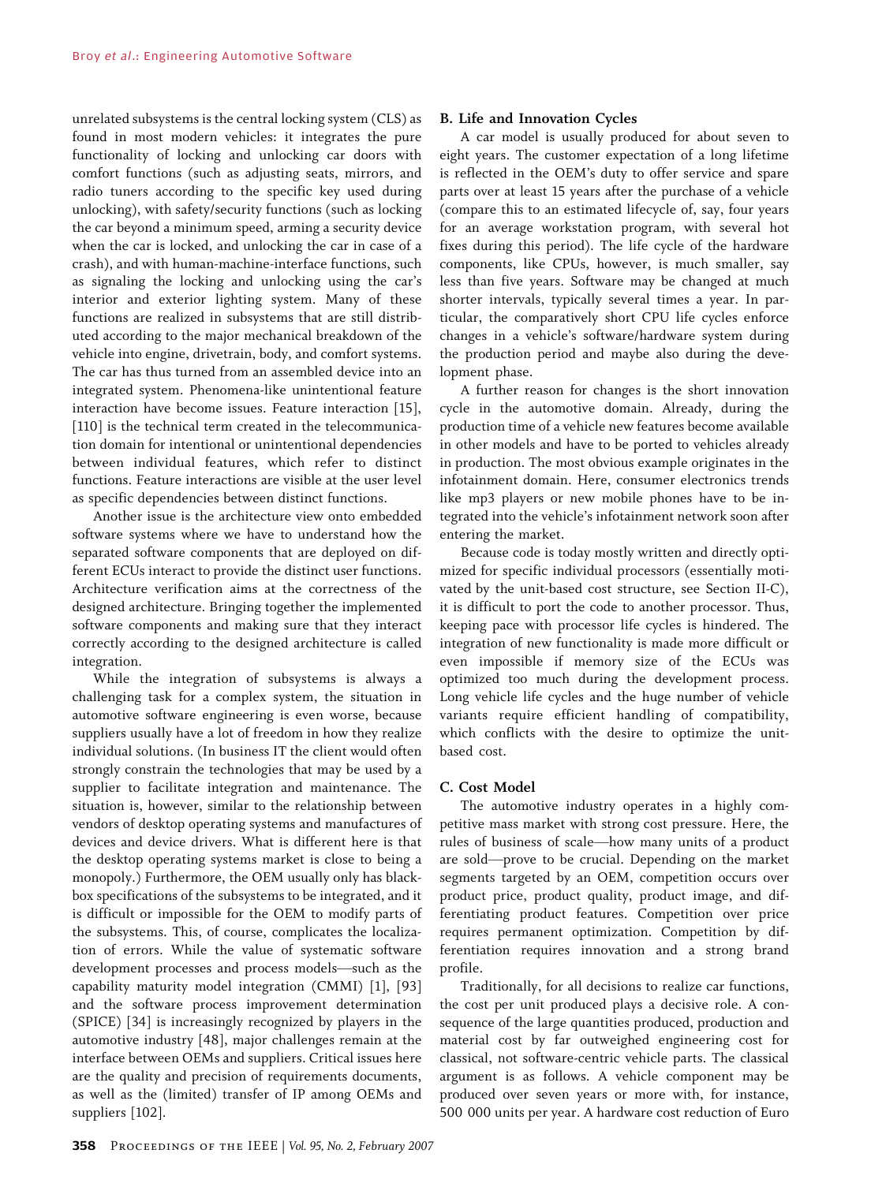unrelated subsystems is the central locking system (CLS) as found in most modern vehicles: it integrates the pure functionality of locking and unlocking car doors with comfort functions (such as adjusting seats, mirrors, and radio tuners according to the specific key used during unlocking), with safety/security functions (such as locking the car beyond a minimum speed, arming a security device when the car is locked, and unlocking the car in case of a crash), and with human-machine-interface functions, such as signaling the locking and unlocking using the car's interior and exterior lighting system. Many of these functions are realized in subsystems that are still distributed according to the major mechanical breakdown of the vehicle into engine, drivetrain, body, and comfort systems. The car has thus turned from an assembled device into an integrated system. Phenomena-like unintentional feature interaction have become issues. Feature interaction [15], [110] is the technical term created in the telecommunication domain for intentional or unintentional dependencies between individual features, which refer to distinct functions. Feature interactions are visible at the user level as specific dependencies between distinct functions.

Another issue is the architecture view onto embedded software systems where we have to understand how the separated software components that are deployed on different ECUs interact to provide the distinct user functions. Architecture verification aims at the correctness of the designed architecture. Bringing together the implemented software components and making sure that they interact correctly according to the designed architecture is called integration.

While the integration of subsystems is always a challenging task for a complex system, the situation in automotive software engineering is even worse, because suppliers usually have a lot of freedom in how they realize individual solutions. (In business IT the client would often strongly constrain the technologies that may be used by a supplier to facilitate integration and maintenance. The situation is, however, similar to the relationship between vendors of desktop operating systems and manufactures of devices and device drivers. What is different here is that the desktop operating systems market is close to being a monopoly.) Furthermore, the OEM usually only has black-box specifications of the subsystems to be integrated, and it is difficult or impossible for the OEM to modify parts of the subsystems. This, of course, complicates the localization of errors. While the value of systematic software development processes and process models—such as the capability maturity model integration (CMMI) [1], [93] and the software process improvement determination (SPICE) [34] is increasingly recognized by players in the automotive industry [48], major challenges remain at the interface between OEMs and suppliers. Critical issues here are the quality and precision of requirements documents, as well as the (limited) transfer of IP among OEMs and suppliers [102].

### B. Life and Innovation Cycles

A car model is usually produced for about seven to eight years. The customer expectation of a long lifetime is reflected in the OEM's duty to offer service and spare parts over at least 15 years after the purchase of a vehicle (compare this to an estimated lifecycle of, say, four years for an average workstation program, with several hot fixes during this period). The life cycle of the hardware components, like CPUs, however, is much smaller, say less than five years. Software may be changed at much shorter intervals, typically several times a year. In particular, the comparatively short CPU life cycles enforce changes in a vehicle's software/hardware system during the production period and maybe also during the development phase.

A further reason for changes is the short innovation cycle in the automotive domain. Already, during the production time of a vehicle new features become available in other models and have to be ported to vehicles already in production. The most obvious example originates in the infotainment domain. Here, consumer electronics trends like mp3 players or new mobile phones have to be integrated into the vehicle's infotainment network soon after entering the market.

Because code is today mostly written and directly optimized for specific individual processors (essentially motivated by the unit-based cost structure, see Section II-C), it is difficult to port the code to another processor. Thus, keeping pace with processor life cycles is hindered. The integration of new functionality is made more difficult or even impossible if memory size of the ECUs was optimized too much during the development process. Long vehicle life cycles and the huge number of vehicle variants require efficient handling of compatibility, which conflicts with the desire to optimize the unit-based cost.

### C. Cost Model

The automotive industry operates in a highly competitive mass market with strong cost pressure. Here, the rules of business of scale—how many units of a product are sold—prove to be crucial. Depending on the market segments targeted by an OEM, competition occurs over product price, product quality, product image, and differentiating product features. Competition over price requires permanent optimization. Competition by differentiation requires innovation and a strong brand profile.

Traditionally, for all decisions to realize car functions, the cost per unit produced plays a decisive role. A consequence of the large quantities produced, production and material cost by far outweighed engineering cost for classical, not software-centric vehicle parts. The classical argument is as follows. A vehicle component may be produced over seven years or more with, for instance, 500 000 units per year. A hardware cost reduction of Euro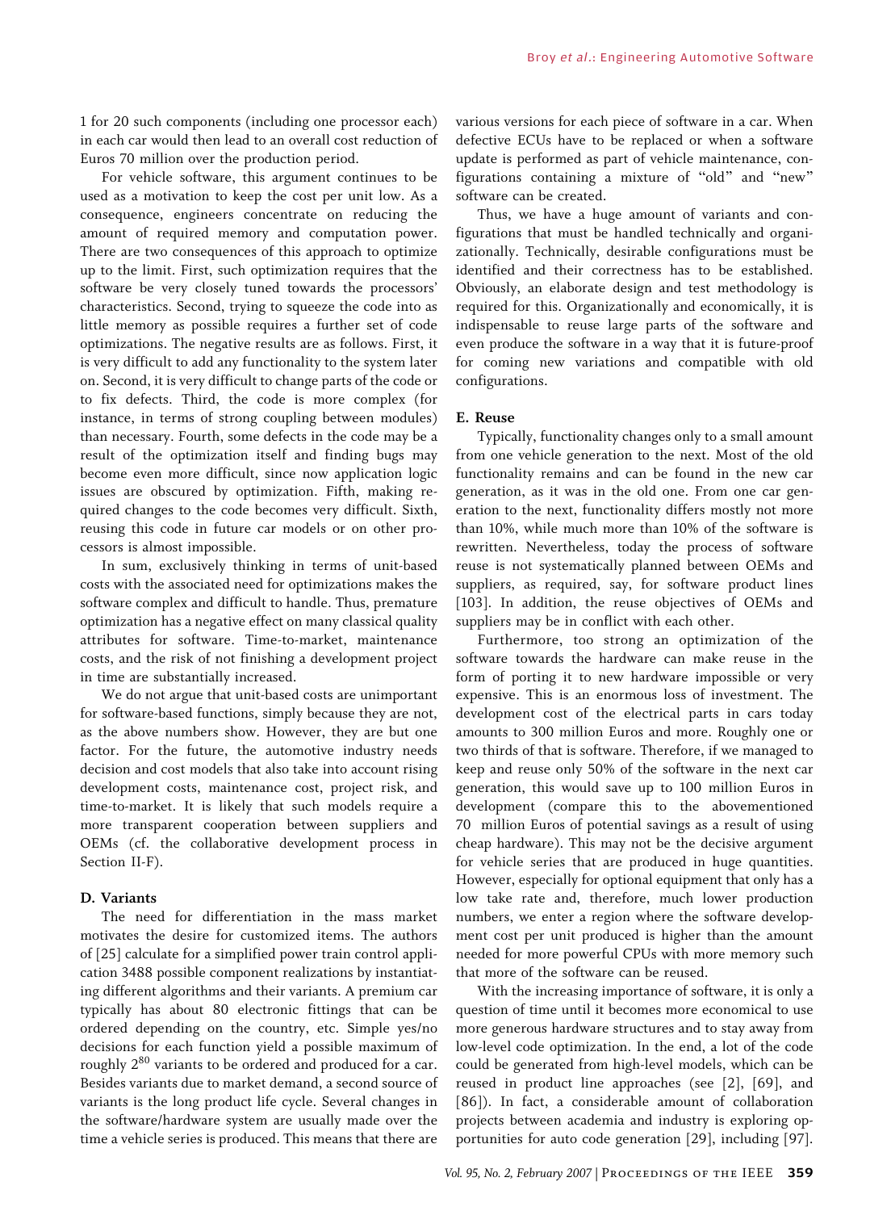1 for 20 such components (including one processor each) in each car would then lead to an overall cost reduction of Euros 70 million over the production period.

For vehicle software, this argument continues to be used as a motivation to keep the cost per unit low. As a consequence, engineers concentrate on reducing the amount of required memory and computation power. There are two consequences of this approach to optimize up to the limit. First, such optimization requires that the software be very closely tuned towards the processors' characteristics. Second, trying to squeeze the code into as little memory as possible requires a further set of code optimizations. The negative results are as follows. First, it is very difficult to add any functionality to the system later on. Second, it is very difficult to change parts of the code or to fix defects. Third, the code is more complex (for instance, in terms of strong coupling between modules) than necessary. Fourth, some defects in the code may be a result of the optimization itself and finding bugs may become even more difficult, since now application logic issues are obscured by optimization. Fifth, making required changes to the code becomes very difficult. Sixth, reusing this code in future car models or on other processors is almost impossible.

In sum, exclusively thinking in terms of unit-based costs with the associated need for optimizations makes the software complex and difficult to handle. Thus, premature optimization has a negative effect on many classical quality attributes for software. Time-to-market, maintenance costs, and the risk of not finishing a development project in time are substantially increased.

We do not argue that unit-based costs are unimportant for software-based functions, simply because they are not, as the above numbers show. However, they are but one factor. For the future, the automotive industry needs decision and cost models that also take into account rising development costs, maintenance cost, project risk, and time-to-market. It is likely that such models require a more transparent cooperation between suppliers and OEMs (cf. the collaborative development process in Section II-F).

### D. Variants

The need for differentiation in the mass market motivates the desire for customized items. The authors of [25] calculate for a simplified power train control application 3488 possible component realizations by instantiating different algorithms and their variants. A premium car typically has about 80 electronic fittings that can be ordered depending on the country, etc. Simple yes/no decisions for each function yield a possible maximum of roughly $2^{80}$ variants to be ordered and produced for a car. Besides variants due to market demand, a second source of variants is the long product life cycle. Several changes in the software/hardware system are usually made over the time a vehicle series is produced. This means that there are various versions for each piece of software in a car. When defective ECUs have to be replaced or when a software update is performed as part of vehicle maintenance, configurations containing a mixture of "old" and "new" software can be created.

Thus, we have a huge amount of variants and configurations that must be handled technically and organizationally. Technically, desirable configurations must be identified and their correctness has to be established. Obviously, an elaborate design and test methodology is required for this. Organizationally and economically, it is indispensable to reuse large parts of the software and even produce the software in a way that it is future-proof for coming new variations and compatible with old configurations.

### E. Reuse

Typically, functionality changes only to a small amount from one vehicle generation to the next. Most of the old functionality remains and can be found in the new car generation, as it was in the old one. From one car generation to the next, functionality differs mostly not more than 10%, while much more than 10% of the software is rewritten. Nevertheless, today the process of software reuse is not systematically planned between OEMs and suppliers, as required, say, for software product lines [103]. In addition, the reuse objectives of OEMs and suppliers may be in conflict with each other.

Furthermore, too strong an optimization of the software towards the hardware can make reuse in the form of porting it to new hardware impossible or very expensive. This is an enormous loss of investment. The development cost of the electrical parts in cars today amounts to 300 million Euros and more. Roughly one or two thirds of that is software. Therefore, if we managed to keep and reuse only 50% of the software in the next car generation, this would save up to 100 million Euros in development (compare this to the abovementioned 70 million Euros of potential savings as a result of using cheap hardware). This may not be the decisive argument for vehicle series that are produced in huge quantities. However, especially for optional equipment that only has a low take rate and, therefore, much lower production numbers, we enter a region where the software development cost per unit produced is higher than the amount needed for more powerful CPUs with more memory such that more of the software can be reused.

With the increasing importance of software, it is only a question of time until it becomes more economical to use more generous hardware structures and to stay away from low-level code optimization. In the end, a lot of the code could be generated from high-level models, which can be reused in product line approaches (see [2], [69], and [86]). In fact, a considerable amount of collaboration projects between academia and industry is exploring opportunities for auto code generation [29], including [97].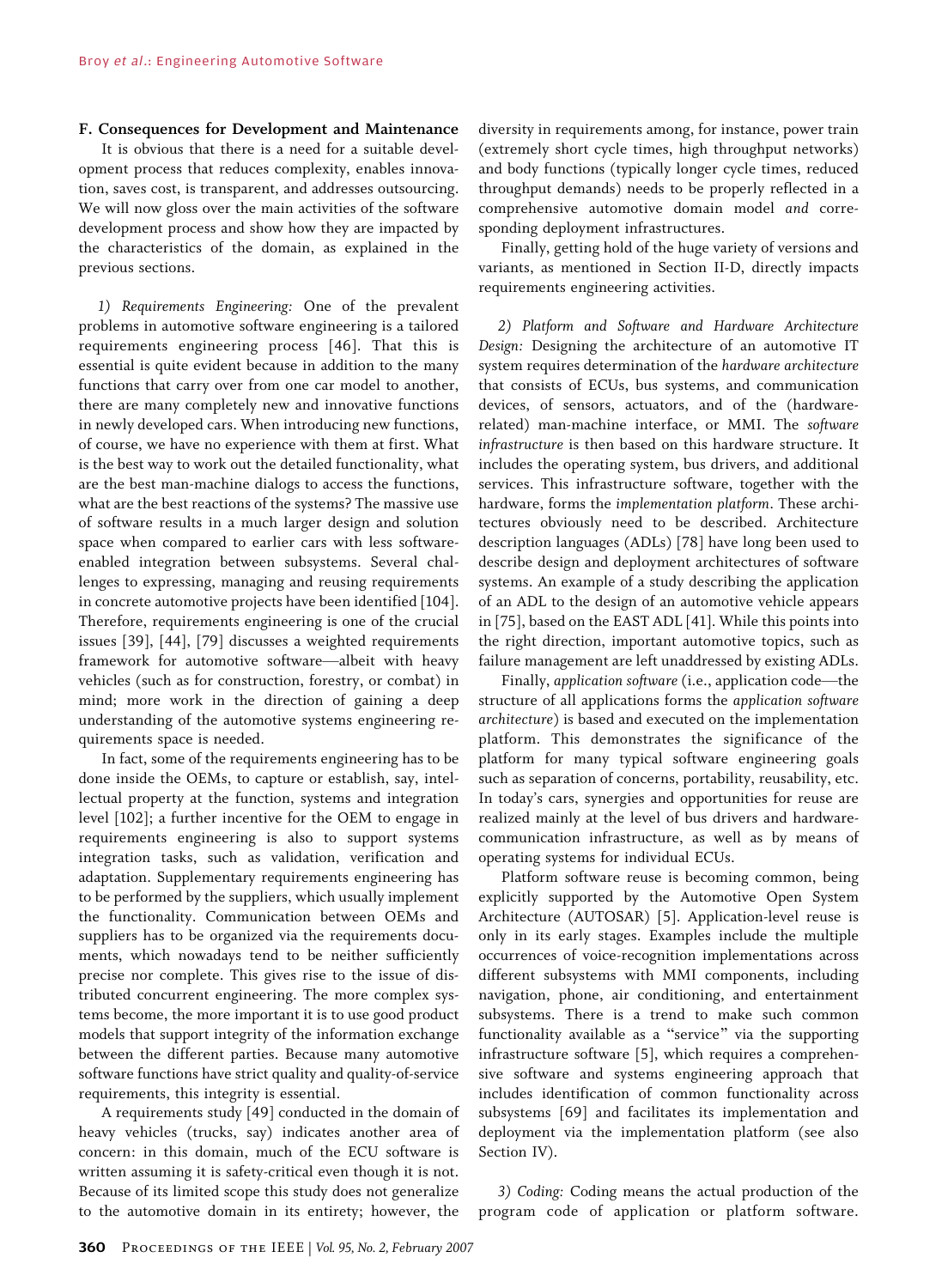### F. Consequences for Development and Maintenance

It is obvious that there is a need for a suitable development process that reduces complexity, enables innovation, saves cost, is transparent, and addresses outsourcing. We will now gloss over the main activities of the software development process and show how they are impacted by the characteristics of the domain, as explained in the previous sections.

*1) Requirements Engineering:* One of the prevalent problems in automotive software engineering is a tailored requirements engineering process [46]. That this is essential is quite evident because in addition to the many functions that carry over from one car model to another, there are many completely new and innovative functions in newly developed cars. When introducing new functions, of course, we have no experience with them at first. What is the best way to work out the detailed functionality, what are the best man-machine dialogs to access the functions, what are the best reactions of the systems? The massive use of software results in a much larger design and solution space when compared to earlier cars with less software-enabled integration between subsystems. Several challenges to expressing, managing and reusing requirements in concrete automotive projects have been identified [104]. Therefore, requirements engineering is one of the crucial issues [39], [44], [79] discusses a weighted requirements framework for automotive software—albeit with heavy vehicles (such as for construction, forestry, or combat) in mind; more work in the direction of gaining a deep understanding of the automotive systems engineering requirements space is needed.

In fact, some of the requirements engineering has to be done inside the OEMs, to capture or establish, say, intellectual property at the function, systems and integration level [102]; a further incentive for the OEM to engage in requirements engineering is also to support systems integration tasks, such as validation, verification and adaptation. Supplementary requirements engineering has to be performed by the suppliers, which usually implement the functionality. Communication between OEMs and suppliers has to be organized via the requirements documents, which nowadays tend to be neither sufficiently precise nor complete. This gives rise to the issue of distributed concurrent engineering. The more complex systems become, the more important it is to use good product models that support integrity of the information exchange between the different parties. Because many automotive software functions have strict quality and quality-of-service requirements, this integrity is essential.

A requirements study [49] conducted in the domain of heavy vehicles (trucks, say) indicates another area of concern: in this domain, much of the ECU software is written assuming it is safety-critical even though it is not. Because of its limited scope this study does not generalize to the automotive domain in its entirety; however, the diversity in requirements among, for instance, power train (extremely short cycle times, high throughput networks) and body functions (typically longer cycle times, reduced throughput demands) needs to be properly reflected in a comprehensive automotive domain model *and* corresponding deployment infrastructures.

Finally, getting hold of the huge variety of versions and variants, as mentioned in Section II-D, directly impacts requirements engineering activities.

*2) Platform and Software and Hardware Architecture Design:* Designing the architecture of an automotive IT system requires determination of the *hardware architecture* that consists of ECUs, bus systems, and communication devices, of sensors, actuators, and of the (hardware-related) man-machine interface, or MMI. The *software infrastructure* is then based on this hardware structure. It includes the operating system, bus drivers, and additional services. This infrastructure software, together with the hardware, forms the *implementation platform*. These architectures obviously need to be described. Architecture description languages (ADLs) [78] have long been used to describe design and deployment architectures of software systems. An example of a study describing the application of an ADL to the design of an automotive vehicle appears in [75], based on the EAST ADL [41]. While this points into the right direction, important automotive topics, such as failure management are left unaddressed by existing ADLs.

Finally, *application software* (i.e., application code—the structure of all applications forms the *application software architecture*) is based and executed on the implementation platform. This demonstrates the significance of the platform for many typical software engineering goals such as separation of concerns, portability, reusability, etc. In today's cars, synergies and opportunities for reuse are realized mainly at the level of bus drivers and hardware-communication infrastructure, as well as by means of operating systems for individual ECUs.

Platform software reuse is becoming common, being explicitly supported by the Automotive Open System Architecture (AUTOSAR) [5]. Application-level reuse is only in its early stages. Examples include the multiple occurrences of voice-recognition implementations across different subsystems with MMI components, including navigation, phone, air conditioning, and entertainment subsystems. There is a trend to make such common functionality available as a "service" via the supporting infrastructure software [5], which requires a comprehensive software and systems engineering approach that includes identification of common functionality across subsystems [69] and facilitates its implementation and deployment via the implementation platform (see also Section IV).

*3) Coding:* Coding means the actual production of the program code of application or platform software.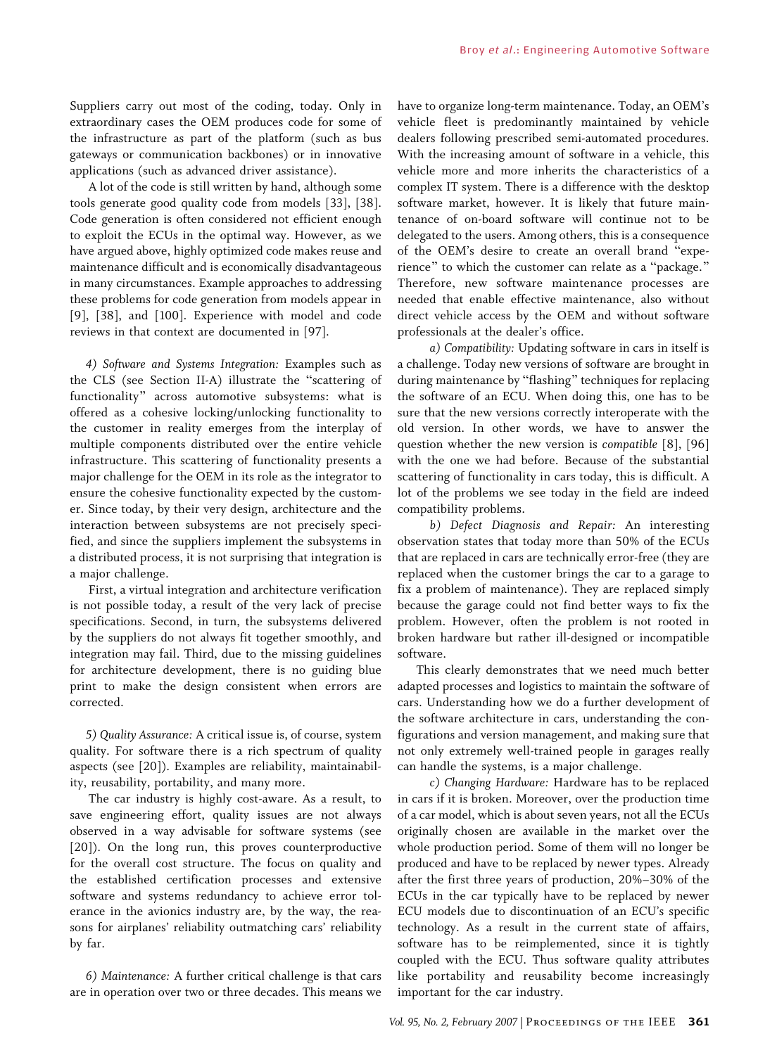Suppliers carry out most of the coding, today. Only in extraordinary cases the OEM produces code for some of the infrastructure as part of the platform (such as bus gateways or communication backbones) or in innovative applications (such as advanced driver assistance).

A lot of the code is still written by hand, although some tools generate good quality code from models [33], [38]. Code generation is often considered not efficient enough to exploit the ECUs in the optimal way. However, as we have argued above, highly optimized code makes reuse and maintenance difficult and is economically disadvantageous in many circumstances. Example approaches to addressing these problems for code generation from models appear in [9], [38], and [100]. Experience with model and code reviews in that context are documented in [97].

*4) Software and Systems Integration:* Examples such as the CLS (see Section II-A) illustrate the "scattering of functionality" across automotive subsystems: what is offered as a cohesive locking/unlocking functionality to the customer in reality emerges from the interplay of multiple components distributed over the entire vehicle infrastructure. This scattering of functionality presents a major challenge for the OEM in its role as the integrator to ensure the cohesive functionality expected by the customer. Since today, by their very design, architecture and the interaction between subsystems are not precisely specified, and since the suppliers implement the subsystems in a distributed process, it is not surprising that integration is a major challenge.

First, a virtual integration and architecture verification is not possible today, a result of the very lack of precise specifications. Second, in turn, the subsystems delivered by the suppliers do not always fit together smoothly, and integration may fail. Third, due to the missing guidelines for architecture development, there is no guiding blue print to make the design consistent when errors are corrected.

*5) Quality Assurance:* A critical issue is, of course, system quality. For software there is a rich spectrum of quality aspects (see [20]). Examples are reliability, maintainability, reusability, portability, and many more.

The car industry is highly cost-aware. As a result, to save engineering effort, quality issues are not always observed in a way advisable for software systems (see [20]). On the long run, this proves counterproductive for the overall cost structure. The focus on quality and the established certification processes and extensive software and systems redundancy to achieve error tolerance in the avionics industry are, by the way, the reasons for airplanes' reliability outmatching cars' reliability by far.

*6) Maintenance:* A further critical challenge is that cars are in operation over two or three decades. This means we have to organize long-term maintenance. Today, an OEM's vehicle fleet is predominantly maintained by vehicle dealers following prescribed semi-automated procedures. With the increasing amount of software in a vehicle, this vehicle more and more inherits the characteristics of a complex IT system. There is a difference with the desktop software market, however. It is likely that future maintenance of on-board software will continue not to be delegated to the users. Among others, this is a consequence of the OEM's desire to create an overall brand "experience" to which the customer can relate as a "package." Therefore, new software maintenance processes are needed that enable effective maintenance, also without direct vehicle access by the OEM and without software professionals at the dealer's office.

*a) Compatibility:* Updating software in cars in itself is a challenge. Today new versions of software are brought in during maintenance by "flashing" techniques for replacing the software of an ECU. When doing this, one has to be sure that the new versions correctly interoperate with the old version. In other words, we have to answer the question whether the new version is *compatible* [8], [96] with the one we had before. Because of the substantial scattering of functionality in cars today, this is difficult. A lot of the problems we see today in the field are indeed compatibility problems.

*b) Defect Diagnosis and Repair:* An interesting observation states that today more than 50% of the ECUs that are replaced in cars are technically error-free (they are replaced when the customer brings the car to a garage to fix a problem of maintenance). They are replaced simply because the garage could not find better ways to fix the problem. However, often the problem is not rooted in broken hardware but rather ill-designed or incompatible software.

This clearly demonstrates that we need much better adapted processes and logistics to maintain the software of cars. Understanding how we do a further development of the software architecture in cars, understanding the configurations and version management, and making sure that not only extremely well-trained people in garages really can handle the systems, is a major challenge.

*c) Changing Hardware:* Hardware has to be replaced in cars if it is broken. Moreover, over the production time of a car model, which is about seven years, not all the ECUs originally chosen are available in the market over the whole production period. Some of them will no longer be produced and have to be replaced by newer types. Already after the first three years of production, 20%–30% of the ECUs in the car typically have to be replaced by newer ECU models due to discontinuation of an ECU's specific technology. As a result in the current state of affairs, software has to be reimplemented, since it is tightly coupled with the ECU. Thus software quality attributes like portability and reusability become increasingly important for the car industry.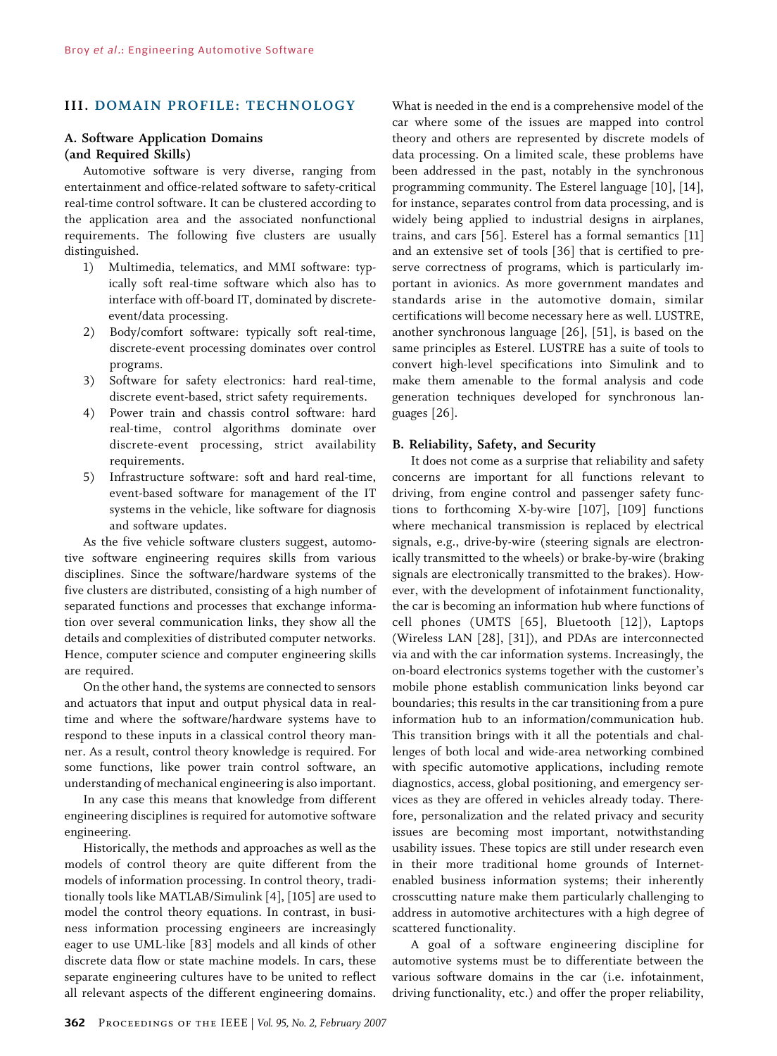## III. DOMAIN PROFILE: TECHNOLOGY

### A. Software Application Domains (and Required Skills)

Automotive software is very diverse, ranging from entertainment and office-related software to safety-critical real-time control software. It can be clustered according to the application area and the associated nonfunctional requirements. The following five clusters are usually distinguished.

1) Multimedia, telematics, and MMI software: typically soft real-time software which also has to interface with off-board IT, dominated by discrete-event/data processing.
2) Body/comfort software: typically soft real-time, discrete-event processing dominates over control programs.
3) Software for safety electronics: hard real-time, discrete event-based, strict safety requirements.
4) Power train and chassis control software: hard real-time, control algorithms dominate over discrete-event processing, strict availability requirements.
5) Infrastructure software: soft and hard real-time, event-based software for management of the IT systems in the vehicle, like software for diagnosis and software updates.

As the five vehicle software clusters suggest, automotive software engineering requires skills from various disciplines. Since the software/hardware systems of the five clusters are distributed, consisting of a high number of separated functions and processes that exchange information over several communication links, they show all the details and complexities of distributed computer networks. Hence, computer science and computer engineering skills are required.

On the other hand, the systems are connected to sensors and actuators that input and output physical data in real-time and where the software/hardware systems have to respond to these inputs in a classical control theory manner. As a result, control theory knowledge is required. For some functions, like power train control software, an understanding of mechanical engineering is also important.

In any case this means that knowledge from different engineering disciplines is required for automotive software engineering.

Historically, the methods and approaches as well as the models of control theory are quite different from the models of information processing. In control theory, traditionally tools like MATLAB/Simulink [4], [105] are used to model the control theory equations. In contrast, in business information processing engineers are increasingly eager to use UML-like [83] models and all kinds of other discrete data flow or state machine models. In cars, these separate engineering cultures have to be united to reflect all relevant aspects of the different engineering domains. What is needed in the end is a comprehensive model of the car where some of the issues are mapped into control theory and others are represented by discrete models of data processing. On a limited scale, these problems have been addressed in the past, notably in the synchronous programming community. The Esterel language [10], [14], for instance, separates control from data processing, and is widely being applied to industrial designs in airplanes, trains, and cars [56]. Esterel has a formal semantics [11] and an extensive set of tools [36] that is certified to preserve correctness of programs, which is particularly important in avionics. As more government mandates and standards arise in the automotive domain, similar certifications will become necessary here as well. LUSTRE, another synchronous language [26], [51], is based on the same principles as Esterel. LUSTRE has a suite of tools to convert high-level specifications into Simulink and to make them amenable to the formal analysis and code generation techniques developed for synchronous languages [26].

### B. Reliability, Safety, and Security

It does not come as a surprise that reliability and safety concerns are important for all functions relevant to driving, from engine control and passenger safety functions to forthcoming X-by-wire [107], [109] functions where mechanical transmission is replaced by electrical signals, e.g., drive-by-wire (steering signals are electronically transmitted to the wheels) or brake-by-wire (braking signals are electronically transmitted to the brakes). However, with the development of infotainment functionality, the car is becoming an information hub where functions of cell phones (UMTS [65], Bluetooth [12]), Laptops (Wireless LAN [28], [31]), and PDAs are interconnected via and with the car information systems. Increasingly, the on-board electronics systems together with the customer's mobile phone establish communication links beyond car boundaries; this results in the car transitioning from a pure information hub to an information/communication hub. This transition brings with it all the potentials and challenges of both local and wide-area networking combined with specific automotive applications, including remote diagnostics, access, global positioning, and emergency services as they are offered in vehicles already today. Therefore, personalization and the related privacy and security issues are becoming most important, notwithstanding usability issues. These topics are still under research even in their more traditional home grounds of Internet-enabled business information systems; their inherently crosscutting nature make them particularly challenging to address in automotive architectures with a high degree of scattered functionality.

A goal of a software engineering discipline for automotive systems must be to differentiate between the various software domains in the car (i.e. infotainment, driving functionality, etc.) and offer the proper reliability,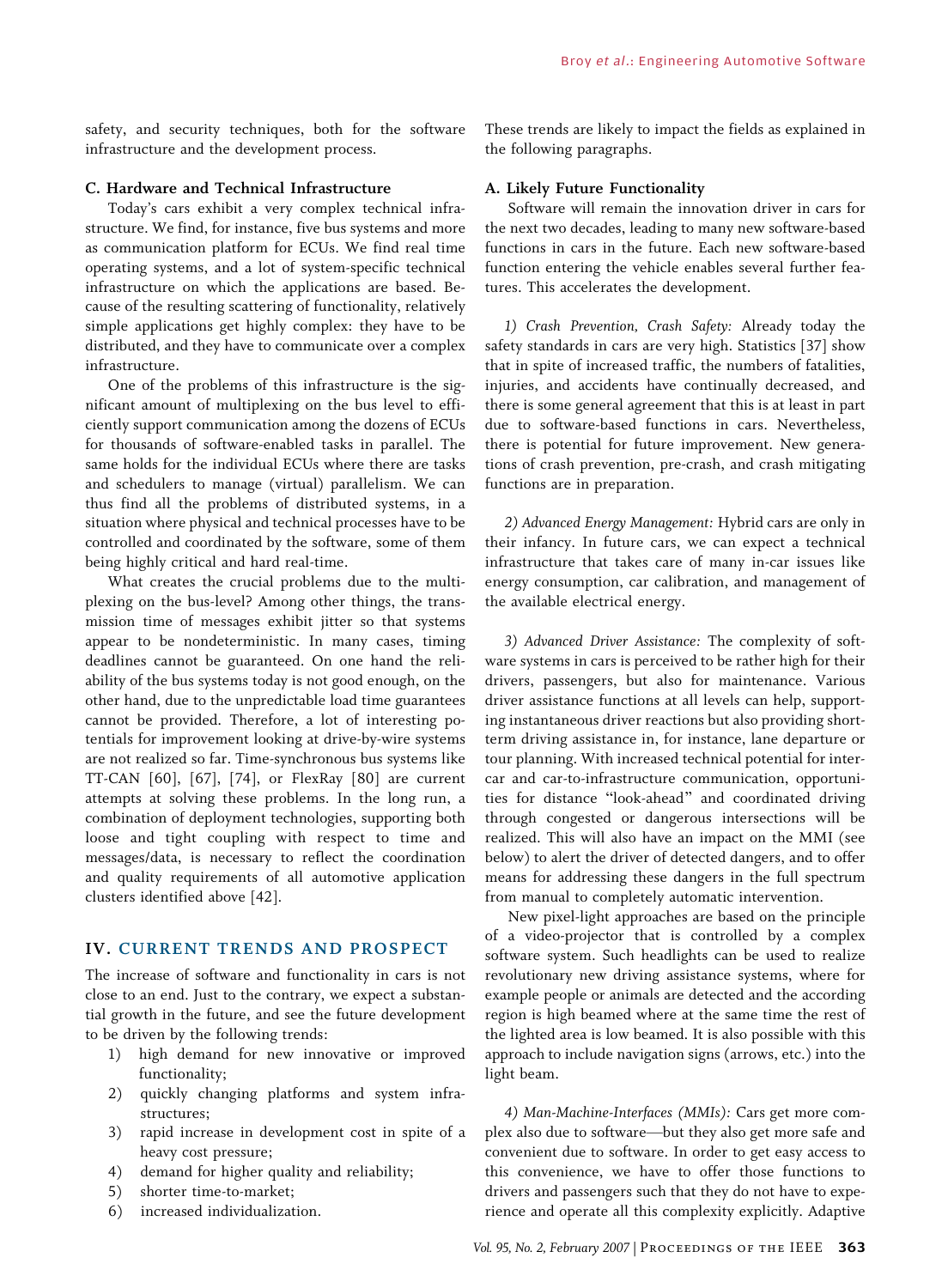safety, and security techniques, both for the software infrastructure and the development process.

### C. Hardware and Technical Infrastructure

Today's cars exhibit a very complex technical infrastructure. We find, for instance, five bus systems and more as communication platform for ECUs. We find real time operating systems, and a lot of system-specific technical infrastructure on which the applications are based. Because of the resulting scattering of functionality, relatively simple applications get highly complex: they have to be distributed, and they have to communicate over a complex infrastructure.

One of the problems of this infrastructure is the significant amount of multiplexing on the bus level to efficiently support communication among the dozens of ECUs for thousands of software-enabled tasks in parallel. The same holds for the individual ECUs where there are tasks and schedulers to manage (virtual) parallelism. We can thus find all the problems of distributed systems, in a situation where physical and technical processes have to be controlled and coordinated by the software, some of them being highly critical and hard real-time.

What creates the crucial problems due to the multiplexing on the bus-level? Among other things, the transmission time of messages exhibit jitter so that systems appear to be nondeterministic. In many cases, timing deadlines cannot be guaranteed. On one hand the reliability of the bus systems today is not good enough, on the other hand, due to the unpredictable load time guarantees cannot be provided. Therefore, a lot of interesting potentials for improvement looking at drive-by-wire systems are not realized so far. Time-synchronous bus systems like TT-CAN [60], [67], [74], or FlexRay [80] are current attempts at solving these problems. In the long run, a combination of deployment technologies, supporting both loose and tight coupling with respect to time and messages/data, is necessary to reflect the coordination and quality requirements of all automotive application clusters identified above [42].

## IV. CURRENT TRENDS AND PROSPECT

The increase of software and functionality in cars is not close to an end. Just to the contrary, we expect a substantial growth in the future, and see the future development to be driven by the following trends:

1) high demand for new innovative or improved functionality;
2) quickly changing platforms and system infrastructures;
3) rapid increase in development cost in spite of a heavy cost pressure;
4) demand for higher quality and reliability;
5) shorter time-to-market;
6) increased individualization.

These trends are likely to impact the fields as explained in the following paragraphs.

### A. Likely Future Functionality

Software will remain the innovation driver in cars for the next two decades, leading to many new software-based functions in cars in the future. Each new software-based function entering the vehicle enables several further features. This accelerates the development.

*1) Crash Prevention, Crash Safety:* Already today the safety standards in cars are very high. Statistics [37] show that in spite of increased traffic, the numbers of fatalities, injuries, and accidents have continually decreased, and there is some general agreement that this is at least in part due to software-based functions in cars. Nevertheless, there is potential for future improvement. New generations of crash prevention, pre-crash, and crash mitigating functions are in preparation.

*2) Advanced Energy Management:* Hybrid cars are only in their infancy. In future cars, we can expect a technical infrastructure that takes care of many in-car issues like energy consumption, car calibration, and management of the available electrical energy.

*3) Advanced Driver Assistance:* The complexity of software systems in cars is perceived to be rather high for their drivers, passengers, but also for maintenance. Various driver assistance functions at all levels can help, supporting instantaneous driver reactions but also providing short-term driving assistance in, for instance, lane departure or tour planning. With increased technical potential for inter-car and car-to-infrastructure communication, opportunities for distance "look-ahead" and coordinated driving through congested or dangerous intersections will be realized. This will also have an impact on the MMI (see below) to alert the driver of detected dangers, and to offer means for addressing these dangers in the full spectrum from manual to completely automatic intervention.

New pixel-light approaches are based on the principle of a video-projector that is controlled by a complex software system. Such headlights can be used to realize revolutionary new driving assistance systems, where for example people or animals are detected and the according region is high beamed where at the same time the rest of the lighted area is low beamed. It is also possible with this approach to include navigation signs (arrows, etc.) into the light beam.

*4) Man-Machine-Interfaces (MMIs):* Cars get more complex also due to software—but they also get more safe and convenient due to software. In order to get easy access to this convenience, we have to offer those functions to drivers and passengers such that they do not have to experience and operate all this complexity explicitly. Adaptive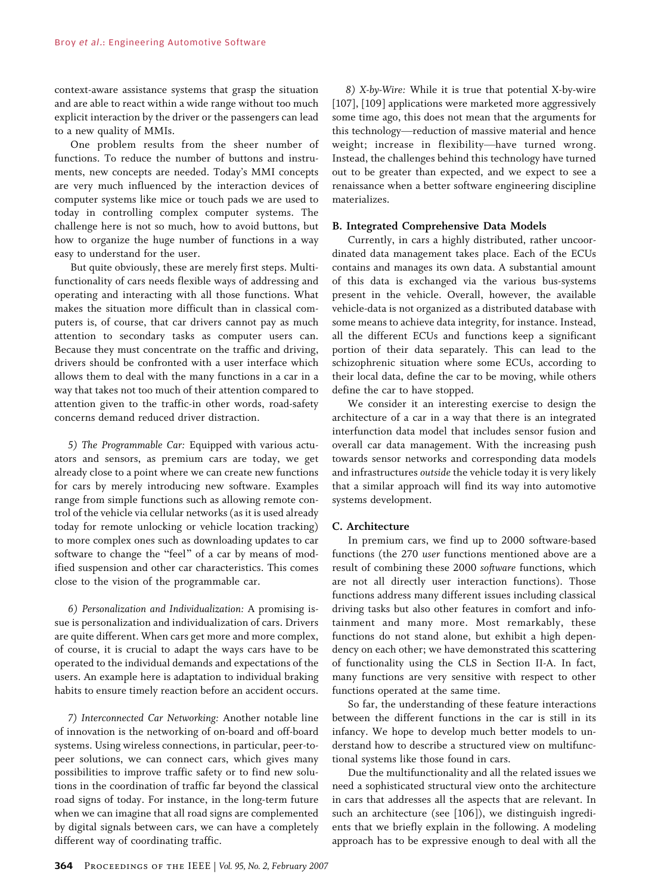context-aware assistance systems that grasp the situation and are able to react within a wide range without too much explicit interaction by the driver or the passengers can lead to a new quality of MMIs.

One problem results from the sheer number of functions. To reduce the number of buttons and instruments, new concepts are needed. Today's MMI concepts are very much influenced by the interaction devices of computer systems like mice or touch pads we are used to today in controlling complex computer systems. The challenge here is not so much, how to avoid buttons, but how to organize the huge number of functions in a way easy to understand for the user.

But quite obviously, these are merely first steps. Multifunctionality of cars needs flexible ways of addressing and operating and interacting with all those functions. What makes the situation more difficult than in classical computers is, of course, that car drivers cannot pay as much attention to secondary tasks as computer users can. Because they must concentrate on the traffic and driving, drivers should be confronted with a user interface which allows them to deal with the many functions in a car in a way that takes not too much of their attention compared to attention given to the traffic-in other words, road-safety concerns demand reduced driver distraction.

*5) The Programmable Car:* Equipped with various actuators and sensors, as premium cars are today, we get already close to a point where we can create new functions for cars by merely introducing new software. Examples range from simple functions such as allowing remote control of the vehicle via cellular networks (as it is used already today for remote unlocking or vehicle location tracking) to more complex ones such as downloading updates to car software to change the "feel" of a car by means of modified suspension and other car characteristics. This comes close to the vision of the programmable car.

*6) Personalization and Individualization:* A promising issue is personalization and individualization of cars. Drivers are quite different. When cars get more and more complex, of course, it is crucial to adapt the ways cars have to be operated to the individual demands and expectations of the users. An example here is adaptation to individual braking habits to ensure timely reaction before an accident occurs.

*7) Interconnected Car Networking:* Another notable line of innovation is the networking of on-board and off-board systems. Using wireless connections, in particular, peer-to-peer solutions, we can connect cars, which gives many possibilities to improve traffic safety or to find new solutions in the coordination of traffic far beyond the classical road signs of today. For instance, in the long-term future when we can imagine that all road signs are complemented by digital signals between cars, we can have a completely different way of coordinating traffic.

*8) X-by-Wire:* While it is true that potential X-by-wire [107], [109] applications were marketed more aggressively some time ago, this does not mean that the arguments for this technology—reduction of massive material and hence weight; increase in flexibility—have turned wrong. Instead, the challenges behind this technology have turned out to be greater than expected, and we expect to see a renaissance when a better software engineering discipline materializes.

### B. Integrated Comprehensive Data Models

Currently, in cars a highly distributed, rather uncoordinated data management takes place. Each of the ECUs contains and manages its own data. A substantial amount of this data is exchanged via the various bus-systems present in the vehicle. Overall, however, the available vehicle-data is not organized as a distributed database with some means to achieve data integrity, for instance. Instead, all the different ECUs and functions keep a significant portion of their data separately. This can lead to the schizophrenic situation where some ECUs, according to their local data, define the car to be moving, while others define the car to have stopped.

We consider it an interesting exercise to design the architecture of a car in a way that there is an integrated interfunction data model that includes sensor fusion and overall car data management. With the increasing push towards sensor networks and corresponding data models and infrastructures *outside* the vehicle today it is very likely that a similar approach will find its way into automotive systems development.

### C. Architecture

In premium cars, we find up to 2000 software-based functions (the 270 *user* functions mentioned above are a result of combining these 2000 *software* functions, which are not all directly user interaction functions). Those functions address many different issues including classical driving tasks but also other features in comfort and infotainment and many more. Most remarkably, these functions do not stand alone, but exhibit a high dependency on each other; we have demonstrated this scattering of functionality using the CLS in Section II-A. In fact, many functions are very sensitive with respect to other functions operated at the same time.

So far, the understanding of these feature interactions between the different functions in the car is still in its infancy. We hope to develop much better models to understand how to describe a structured view on multifunctional systems like those found in cars.

Due the multifunctionality and all the related issues we need a sophisticated structural view onto the architecture in cars that addresses all the aspects that are relevant. In such an architecture (see [106]), we distinguish ingredients that we briefly explain in the following. A modeling approach has to be expressive enough to deal with all the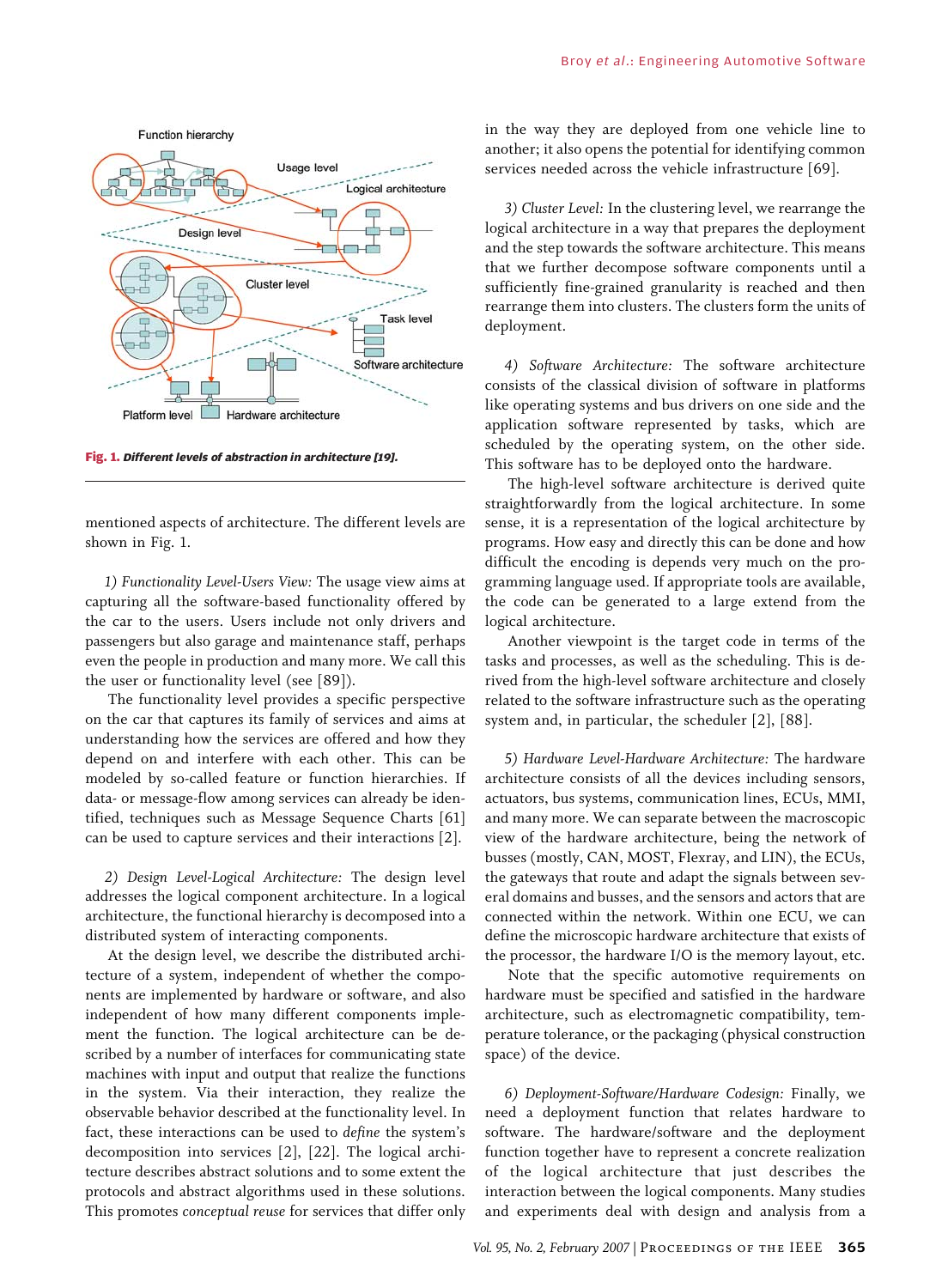Fig. 1. *Different levels of abstraction in architecture [19].*

mentioned aspects of architecture. The different levels are shown in Fig. 1.

*1) Functionality Level-Users View:* The usage view aims at capturing all the software-based functionality offered by the car to the users. Users include not only drivers and passengers but also garage and maintenance staff, perhaps even the people in production and many more. We call this the user or functionality level (see [89]).

The functionality level provides a specific perspective on the car that captures its family of services and aims at understanding how the services are offered and how they depend on and interfere with each other. This can be modeled by so-called feature or function hierarchies. If data- or message-flow among services can already be identified, techniques such as Message Sequence Charts [61] can be used to capture services and their interactions [2].

*2) Design Level-Logical Architecture:* The design level addresses the logical component architecture. In a logical architecture, the functional hierarchy is decomposed into a distributed system of interacting components.

At the design level, we describe the distributed architecture of a system, independent of whether the components are implemented by hardware or software, and also independent of how many different components implement the function. The logical architecture can be described by a number of interfaces for communicating state machines with input and output that realize the functions in the system. Via their interaction, they realize the observable behavior described at the functionality level. In fact, these interactions can be used to *define* the system's decomposition into services [2], [22]. The logical architecture describes abstract solutions and to some extent the protocols and abstract algorithms used in these solutions. This promotes *conceptual reuse* for services that differ only in the way they are deployed from one vehicle line to another; it also opens the potential for identifying common services needed across the vehicle infrastructure [69].

*3) Cluster Level:* In the clustering level, we rearrange the logical architecture in a way that prepares the deployment and the step towards the software architecture. This means that we further decompose software components until a sufficiently fine-grained granularity is reached and then rearrange them into clusters. The clusters form the units of deployment.

*4) Software Architecture:* The software architecture consists of the classical division of software in platforms like operating systems and bus drivers on one side and the application software represented by tasks, which are scheduled by the operating system, on the other side. This software has to be deployed onto the hardware.

The high-level software architecture is derived quite straightforwardly from the logical architecture. In some sense, it is a representation of the logical architecture by programs. How easy and directly this can be done and how difficult the encoding is depends very much on the programming language used. If appropriate tools are available, the code can be generated to a large extend from the logical architecture.

Another viewpoint is the target code in terms of the tasks and processes, as well as the scheduling. This is derived from the high-level software architecture and closely related to the software infrastructure such as the operating system and, in particular, the scheduler [2], [88].

*5) Hardware Level-Hardware Architecture:* The hardware architecture consists of all the devices including sensors, actuators, bus systems, communication lines, ECUs, MMI, and many more. We can separate between the macroscopic view of the hardware architecture, being the network of busses (mostly, CAN, MOST, Flexray, and LIN), the ECUs, the gateways that route and adapt the signals between several domains and busses, and the sensors and actors that are connected within the network. Within one ECU, we can define the microscopic hardware architecture that exists of the processor, the hardware I/O is the memory layout, etc.

Note that the specific automotive requirements on hardware must be specified and satisfied in the hardware architecture, such as electromagnetic compatibility, temperature tolerance, or the packaging (physical construction space) of the device.

*6) Deployment-Software/Hardware Codesign:* Finally, we need a deployment function that relates hardware to software. The hardware/software and the deployment function together have to represent a concrete realization of the logical architecture that just describes the interaction between the logical components. Many studies and experiments deal with design and analysis from a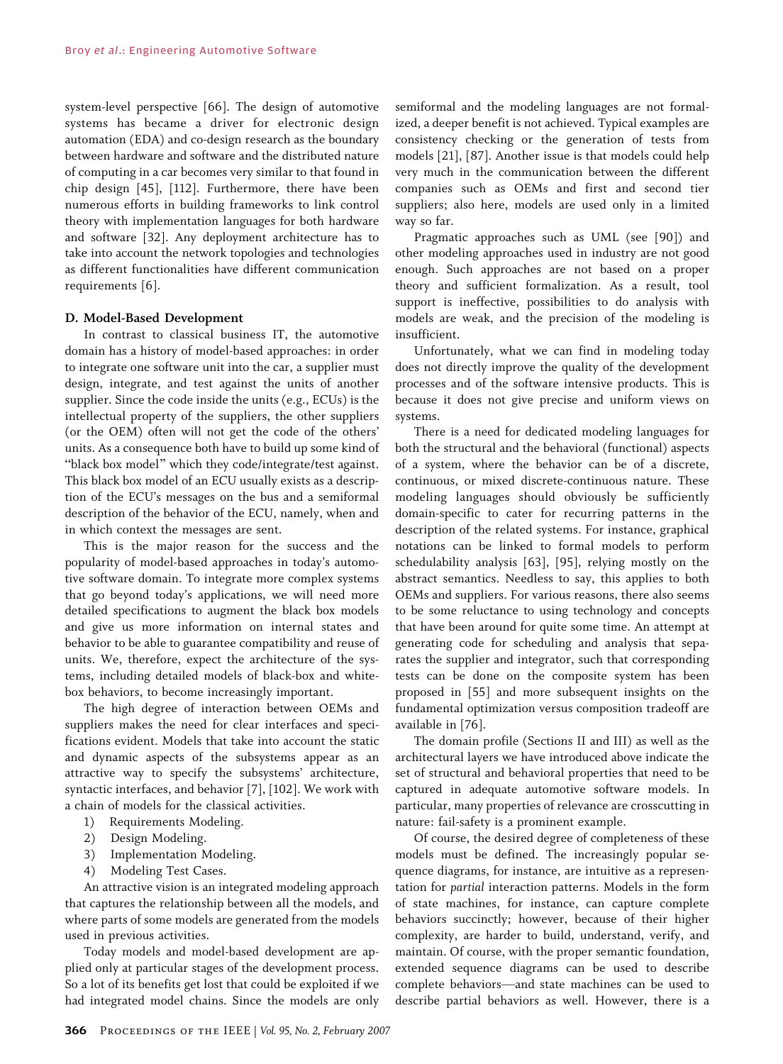system-level perspective [66]. The design of automotive systems has became a driver for electronic design automation (EDA) and co-design research as the boundary between hardware and software and the distributed nature of computing in a car becomes very similar to that found in chip design [45], [112]. Furthermore, there have been numerous efforts in building frameworks to link control theory with implementation languages for both hardware and software [32]. Any deployment architecture has to take into account the network topologies and technologies as different functionalities have different communication requirements [6].

### D. Model-Based Development

In contrast to classical business IT, the automotive domain has a history of model-based approaches: in order to integrate one software unit into the car, a supplier must design, integrate, and test against the units of another supplier. Since the code inside the units (e.g., ECUs) is the intellectual property of the suppliers, the other suppliers (or the OEM) often will not get the code of the others' units. As a consequence both have to build up some kind of "black box model" which they code/integrate/test against. This black box model of an ECU usually exists as a description of the ECU's messages on the bus and a semiformal description of the behavior of the ECU, namely, when and in which context the messages are sent.

This is the major reason for the success and the popularity of model-based approaches in today's automotive software domain. To integrate more complex systems that go beyond today's applications, we will need more detailed specifications to augment the black box models and give us more information on internal states and behavior to be able to guarantee compatibility and reuse of units. We, therefore, expect the architecture of the systems, including detailed models of black-box and white-box behaviors, to become increasingly important.

The high degree of interaction between OEMs and suppliers makes the need for clear interfaces and specifications evident. Models that take into account the static and dynamic aspects of the subsystems appear as an attractive way to specify the subsystems' architecture, syntactic interfaces, and behavior [7], [102]. We work with a chain of models for the classical activities.

1) Requirements Modeling.
2) Design Modeling.
3) Implementation Modeling.
4) Modeling Test Cases.

An attractive vision is an integrated modeling approach that captures the relationship between all the models, and where parts of some models are generated from the models used in previous activities.

Today models and model-based development are applied only at particular stages of the development process. So a lot of its benefits get lost that could be exploited if we had integrated model chains. Since the models are only semiformal and the modeling languages are not formalized, a deeper benefit is not achieved. Typical examples are consistency checking or the generation of tests from models [21], [87]. Another issue is that models could help very much in the communication between the different companies such as OEMs and first and second tier suppliers; also here, models are used only in a limited way so far.

Pragmatic approaches such as UML (see [90]) and other modeling approaches used in industry are not good enough. Such approaches are not based on a proper theory and sufficient formalization. As a result, tool support is ineffective, possibilities to do analysis with models are weak, and the precision of the modeling is insufficient.

Unfortunately, what we can find in modeling today does not directly improve the quality of the development processes and of the software intensive products. This is because it does not give precise and uniform views on systems.

There is a need for dedicated modeling languages for both the structural and the behavioral (functional) aspects of a system, where the behavior can be of a discrete, continuous, or mixed discrete-continuous nature. These modeling languages should obviously be sufficiently domain-specific to cater for recurring patterns in the description of the related systems. For instance, graphical notations can be linked to formal models to perform schedulability analysis [63], [95], relying mostly on the abstract semantics. Needless to say, this applies to both OEMs and suppliers. For various reasons, there also seems to be some reluctance to using technology and concepts that have been around for quite some time. An attempt at generating code for scheduling and analysis that separates the supplier and integrator, such that corresponding tests can be done on the composite system has been proposed in [55] and more subsequent insights on the fundamental optimization versus composition tradeoff are available in [76].

The domain profile (Sections II and III) as well as the architectural layers we have introduced above indicate the set of structural and behavioral properties that need to be captured in adequate automotive software models. In particular, many properties of relevance are crosscutting in nature: fail-safety is a prominent example.

Of course, the desired degree of completeness of these models must be defined. The increasingly popular sequence diagrams, for instance, are intuitive as a representation for *partial* interaction patterns. Models in the form of state machines, for instance, can capture complete behaviors succinctly; however, because of their higher complexity, are harder to build, understand, verify, and maintain. Of course, with the proper semantic foundation, extended sequence diagrams can be used to describe complete behaviors—and state machines can be used to describe partial behaviors as well. However, there is a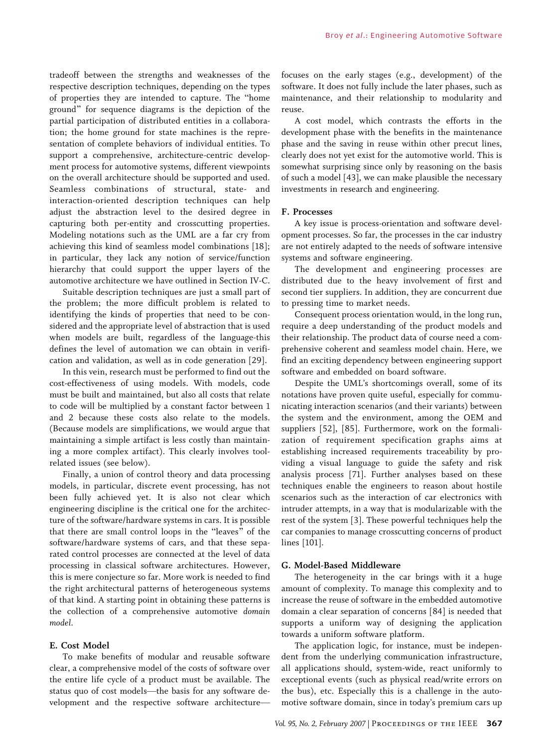tradeoff between the strengths and weaknesses of the respective description techniques, depending on the types of properties they are intended to capture. The "home ground" for sequence diagrams is the depiction of the partial participation of distributed entities in a collaboration; the home ground for state machines is the representation of complete behaviors of individual entities. To support a comprehensive, architecture-centric development process for automotive systems, different viewpoints on the overall architecture should be supported and used. Seamless combinations of structural, state- and interaction-oriented description techniques can help adjust the abstraction level to the desired degree in capturing both per-entity and crosscutting properties. Modeling notations such as the UML are a far cry from achieving this kind of seamless model combinations [18]; in particular, they lack any notion of service/function hierarchy that could support the upper layers of the automotive architecture we have outlined in Section IV-C.

Suitable description techniques are just a small part of the problem; the more difficult problem is related to identifying the kinds of properties that need to be considered and the appropriate level of abstraction that is used when models are built, regardless of the language-this defines the level of automation we can obtain in verification and validation, as well as in code generation [29].

In this vein, research must be performed to find out the cost-effectiveness of using models. With models, code must be built and maintained, but also all costs that relate to code will be multiplied by a constant factor between 1 and 2 because these costs also relate to the models. (Because models are simplifications, we would argue that maintaining a simple artifact is less costly than maintaining a more complex artifact). This clearly involves tool-related issues (see below).

Finally, a union of control theory and data processing models, in particular, discrete event processing, has not been fully achieved yet. It is also not clear which engineering discipline is the critical one for the architecture of the software/hardware systems in cars. It is possible that there are small control loops in the "leaves" of the software/hardware systems of cars, and that these separated control processes are connected at the level of data processing in classical software architectures. However, this is mere conjecture so far. More work is needed to find the right architectural patterns of heterogeneous systems of that kind. A starting point in obtaining these patterns is the collection of a comprehensive automotive *domain model*.

### E. Cost Model

To make benefits of modular and reusable software clear, a comprehensive model of the costs of software over the entire life cycle of a product must be available. The status quo of cost models—the basis for any software development and the respective software architecture—focuses on the early stages (e.g., development) of the software. It does not fully include the later phases, such as maintenance, and their relationship to modularity and reuse.

A cost model, which contrasts the efforts in the development phase with the benefits in the maintenance phase and the saving in reuse within other precut lines, clearly does not yet exist for the automotive world. This is somewhat surprising since only by reasoning on the basis of such a model [43], we can make plausible the necessary investments in research and engineering.

### F. Processes

A key issue is process-orientation and software development processes. So far, the processes in the car industry are not entirely adapted to the needs of software intensive systems and software engineering.

The development and engineering processes are distributed due to the heavy involvement of first and second tier suppliers. In addition, they are concurrent due to pressing time to market needs.

Consequent process orientation would, in the long run, require a deep understanding of the product models and their relationship. The product data of course need a comprehensive coherent and seamless model chain. Here, we find an exciting dependency between engineering support software and embedded on board software.

Despite the UML's shortcomings overall, some of its notations have proven quite useful, especially for communicating interaction scenarios (and their variants) between the system and the environment, among the OEM and suppliers [52], [85]. Furthermore, work on the formalization of requirement specification graphs aims at establishing increased requirements traceability by providing a visual language to guide the safety and risk analysis process [71]. Further analyses based on these techniques enable the engineers to reason about hostile scenarios such as the interaction of car electronics with intruder attempts, in a way that is modularizable with the rest of the system [3]. These powerful techniques help the car companies to manage crosscutting concerns of product lines [101].

### G. Model-Based Middleware

The heterogeneity in the car brings with it a huge amount of complexity. To manage this complexity and to increase the reuse of software in the embedded automotive domain a clear separation of concerns [84] is needed that supports a uniform way of designing the application towards a uniform software platform.

The application logic, for instance, must be independent from the underlying communication infrastructure, all applications should, system-wide, react uniformly to exceptional events (such as physical read/write errors on the bus), etc. Especially this is a challenge in the automotive software domain, since in today's premium cars up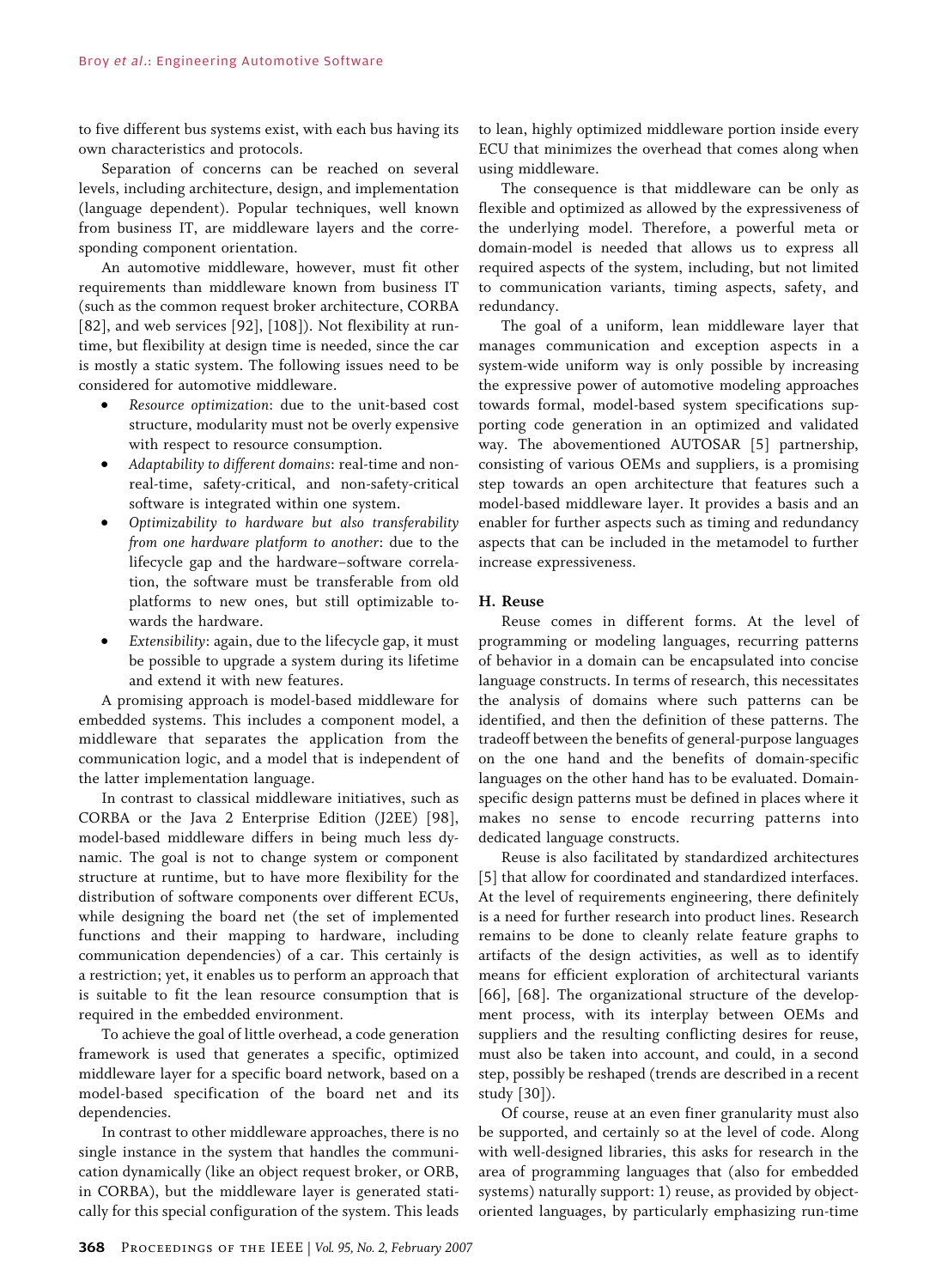to five different bus systems exist, with each bus having its own characteristics and protocols.

Separation of concerns can be reached on several levels, including architecture, design, and implementation (language dependent). Popular techniques, well known from business IT, are middleware layers and the corresponding component orientation.

An automotive middleware, however, must fit other requirements than middleware known from business IT (such as the common request broker architecture, CORBA [82], and web services [92], [108]). Not flexibility at runtime, but flexibility at design time is needed, since the car is mostly a static system. The following issues need to be considered for automotive middleware.

- *Resource optimization*: due to the unit-based cost structure, modularity must not be overly expensive with respect to resource consumption.
- *Adaptability to different domains*: real-time and non-real-time, safety-critical, and non-safety-critical software is integrated within one system.
- *Optimizability to hardware but also transferability from one hardware platform to another*: due to the lifecycle gap and the hardware–software correlation, the software must be transferable from old platforms to new ones, but still optimizable towards the hardware.
- *Extensibility*: again, due to the lifecycle gap, it must be possible to upgrade a system during its lifetime and extend it with new features.

A promising approach is model-based middleware for embedded systems. This includes a component model, a middleware that separates the application from the communication logic, and a model that is independent of the latter implementation language.

In contrast to classical middleware initiatives, such as CORBA or the Java 2 Enterprise Edition (J2EE) [98], model-based middleware differs in being much less dynamic. The goal is not to change system or component structure at runtime, but to have more flexibility for the distribution of software components over different ECUs, while designing the board net (the set of implemented functions and their mapping to hardware, including communication dependencies) of a car. This certainly is a restriction; yet, it enables us to perform an approach that is suitable to fit the lean resource consumption that is required in the embedded environment.

To achieve the goal of little overhead, a code generation framework is used that generates a specific, optimized middleware layer for a specific board network, based on a model-based specification of the board net and its dependencies.

In contrast to other middleware approaches, there is no single instance in the system that handles the communication dynamically (like an object request broker, or ORB, in CORBA), but the middleware layer is generated statically for this special configuration of the system. This leads to lean, highly optimized middleware portion inside every ECU that minimizes the overhead that comes along when using middleware.

The consequence is that middleware can be only as flexible and optimized as allowed by the expressiveness of the underlying model. Therefore, a powerful meta or domain-model is needed that allows us to express all required aspects of the system, including, but not limited to communication variants, timing aspects, safety, and redundancy.

The goal of a uniform, lean middleware layer that manages communication and exception aspects in a system-wide uniform way is only possible by increasing the expressive power of automotive modeling approaches towards formal, model-based system specifications supporting code generation in an optimized and validated way. The abovementioned AUTOSAR [5] partnership, consisting of various OEMs and suppliers, is a promising step towards an open architecture that features such a model-based middleware layer. It provides a basis and an enabler for further aspects such as timing and redundancy aspects that can be included in the metamodel to further increase expressiveness.

### H. Reuse

Reuse comes in different forms. At the level of programming or modeling languages, recurring patterns of behavior in a domain can be encapsulated into concise language constructs. In terms of research, this necessitates the analysis of domains where such patterns can be identified, and then the definition of these patterns. The tradeoff between the benefits of general-purpose languages on the one hand and the benefits of domain-specific languages on the other hand has to be evaluated. Domain-specific design patterns must be defined in places where it makes no sense to encode recurring patterns into dedicated language constructs.

Reuse is also facilitated by standardized architectures [5] that allow for coordinated and standardized interfaces. At the level of requirements engineering, there definitely is a need for further research into product lines. Research remains to be done to cleanly relate feature graphs to artifacts of the design activities, as well as to identify means for efficient exploration of architectural variants [66], [68]. The organizational structure of the development process, with its interplay between OEMs and suppliers and the resulting conflicting desires for reuse, must also be taken into account, and could, in a second step, possibly be reshaped (trends are described in a recent study [30]).

Of course, reuse at an even finer granularity must also be supported, and certainly so at the level of code. Along with well-designed libraries, this asks for research in the area of programming languages that (also for embedded systems) naturally support: 1) reuse, as provided by object-oriented languages, by particularly emphasizing run-time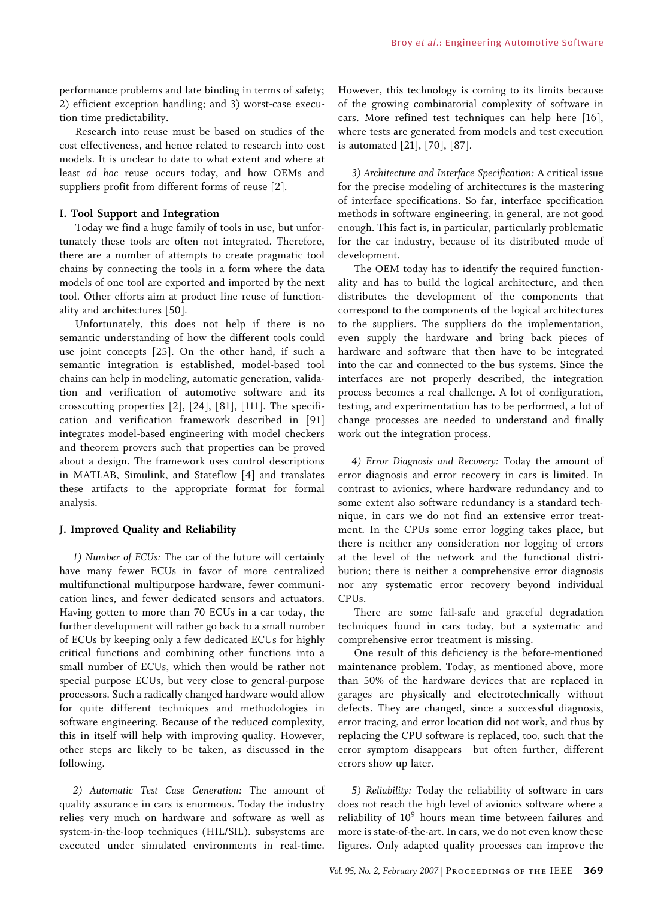performance problems and late binding in terms of safety; 2) efficient exception handling; and 3) worst-case execution time predictability.

Research into reuse must be based on studies of the cost effectiveness, and hence related to research into cost models. It is unclear to date to what extent and where at least *ad hoc* reuse occurs today, and how OEMs and suppliers profit from different forms of reuse [2].

### I. Tool Support and Integration

Today we find a huge family of tools in use, but unfortunately these tools are often not integrated. Therefore, there are a number of attempts to create pragmatic tool chains by connecting the tools in a form where the data models of one tool are exported and imported by the next tool. Other efforts aim at product line reuse of functionality and architectures [50].

Unfortunately, this does not help if there is no semantic understanding of how the different tools could use joint concepts [25]. On the other hand, if such a semantic integration is established, model-based tool chains can help in modeling, automatic generation, validation and verification of automotive software and its crosscutting properties [2], [24], [81], [111]. The specification and verification framework described in [91] integrates model-based engineering with model checkers and theorem provers such that properties can be proved about a design. The framework uses control descriptions in MATLAB, Simulink, and Stateflow [4] and translates these artifacts to the appropriate format for formal analysis.

### J. Improved Quality and Reliability

*1) Number of ECUs:* The car of the future will certainly have many fewer ECUs in favor of more centralized multifunctional multipurpose hardware, fewer communication lines, and fewer dedicated sensors and actuators. Having gotten to more than 70 ECUs in a car today, the further development will rather go back to a small number of ECUs by keeping only a few dedicated ECUs for highly critical functions and combining other functions into a small number of ECUs, which then would be rather not special purpose ECUs, but very close to general-purpose processors. Such a radically changed hardware would allow for quite different techniques and methodologies in software engineering. Because of the reduced complexity, this in itself will help with improving quality. However, other steps are likely to be taken, as discussed in the following.

*2) Automatic Test Case Generation:* The amount of quality assurance in cars is enormous. Today the industry relies very much on hardware and software as well as system-in-the-loop techniques (HIL/SIL). subsystems are executed under simulated environments in real-time. However, this technology is coming to its limits because of the growing combinatorial complexity of software in cars. More refined test techniques can help here [16], where tests are generated from models and test execution is automated [21], [70], [87].

*3) Architecture and Interface Specification:* A critical issue for the precise modeling of architectures is the mastering of interface specifications. So far, interface specification methods in software engineering, in general, are not good enough. This fact is, in particular, particularly problematic for the car industry, because of its distributed mode of development.

The OEM today has to identify the required functionality and has to build the logical architecture, and then distributes the development of the components that correspond to the components of the logical architectures to the suppliers. The suppliers do the implementation, even supply the hardware and bring back pieces of hardware and software that then have to be integrated into the car and connected to the bus systems. Since the interfaces are not properly described, the integration process becomes a real challenge. A lot of configuration, testing, and experimentation has to be performed, a lot of change processes are needed to understand and finally work out the integration process.

*4) Error Diagnosis and Recovery:* Today the amount of error diagnosis and error recovery in cars is limited. In contrast to avionics, where hardware redundancy and to some extent also software redundancy is a standard technique, in cars we do not find an extensive error treatment. In the CPUs some error logging takes place, but there is neither any consideration nor logging of errors at the level of the network and the functional distribution; there is neither a comprehensive error diagnosis nor any systematic error recovery beyond individual CPUs.

There are some fail-safe and graceful degradation techniques found in cars today, but a systematic and comprehensive error treatment is missing.

One result of this deficiency is the before-mentioned maintenance problem. Today, as mentioned above, more than 50% of the hardware devices that are replaced in garages are physically and electrotechnically without defects. They are changed, since a successful diagnosis, error tracing, and error location did not work, and thus by replacing the CPU software is replaced, too, such that the error symptom disappears—but often further, different errors show up later.

*5) Reliability:* Today the reliability of software in cars does not reach the high level of avionics software where a reliability of $10^9$ hours mean time between failures and more is state-of-the-art. In cars, we do not even know these figures. Only adapted quality processes can improve the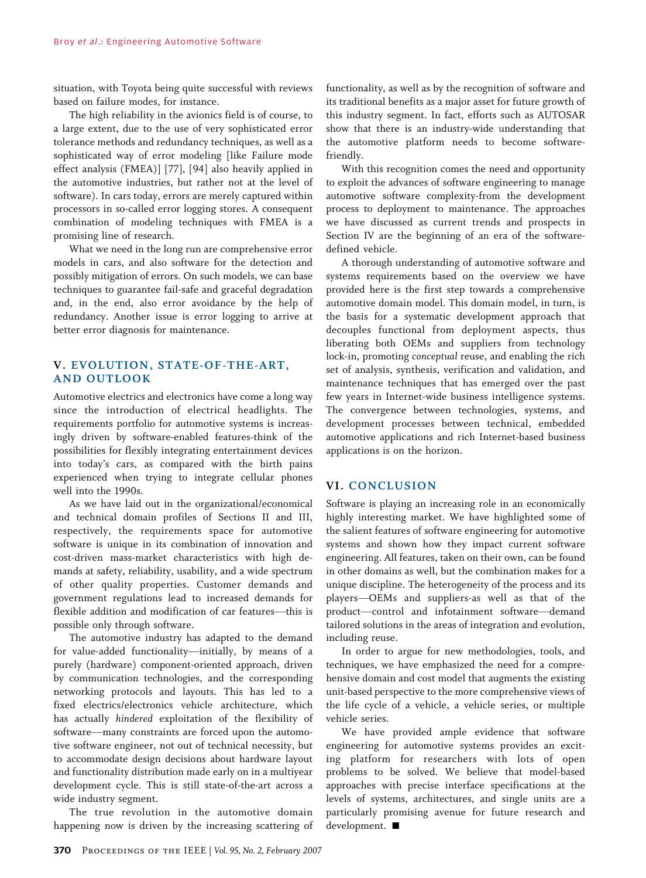situation, with Toyota being quite successful with reviews based on failure modes, for instance.

The high reliability in the avionics field is of course, to a large extent, due to the use of very sophisticated error tolerance methods and redundancy techniques, as well as a sophisticated way of error modeling [like Failure mode effect analysis (FMEA)] [77], [94] also heavily applied in the automotive industries, but rather not at the level of software). In cars today, errors are merely captured within processors in so-called error logging stores. A consequent combination of modeling techniques with FMEA is a promising line of research.

What we need in the long run are comprehensive error models in cars, and also software for the detection and possibly mitigation of errors. On such models, we can base techniques to guarantee fail-safe and graceful degradation and, in the end, also error avoidance by the help of redundancy. Another issue is error logging to arrive at better error diagnosis for maintenance.

## V. EVOLUTION, STATE-OF-THE-ART, AND OUTLOOK

Automotive electrics and electronics have come a long way since the introduction of electrical headlights. The requirements portfolio for automotive systems is increasingly driven by software-enabled features-think of the possibilities for flexibly integrating entertainment devices into today's cars, as compared with the birth pains experienced when trying to integrate cellular phones well into the 1990s.

As we have laid out in the organizational/economical and technical domain profiles of Sections II and III, respectively, the requirements space for automotive software is unique in its combination of innovation and cost-driven mass-market characteristics with high demands at safety, reliability, usability, and a wide spectrum of other quality properties. Customer demands and government regulations lead to increased demands for flexible addition and modification of car features—this is possible only through software.

The automotive industry has adapted to the demand for value-added functionality—initially, by means of a purely (hardware) component-oriented approach, driven by communication technologies, and the corresponding networking protocols and layouts. This has led to a fixed electrics/electronics vehicle architecture, which has actually *hindered* exploitation of the flexibility of software—many constraints are forced upon the automotive software engineer, not out of technical necessity, but to accommodate design decisions about hardware layout and functionality distribution made early on in a multiyear development cycle. This is still state-of-the-art across a wide industry segment.

The true revolution in the automotive domain happening now is driven by the increasing scattering of functionality, as well as by the recognition of software and its traditional benefits as a major asset for future growth of this industry segment. In fact, efforts such as AUTOSAR show that there is an industry-wide understanding that the automotive platform needs to become software-friendly.

With this recognition comes the need and opportunity to exploit the advances of software engineering to manage automotive software complexity-from the development process to deployment to maintenance. The approaches we have discussed as current trends and prospects in Section IV are the beginning of an era of the software-defined vehicle.

A thorough understanding of automotive software and systems requirements based on the overview we have provided here is the first step towards a comprehensive automotive domain model. This domain model, in turn, is the basis for a systematic development approach that decouples functional from deployment aspects, thus liberating both OEMs and suppliers from technology lock-in, promoting *conceptual* reuse, and enabling the rich set of analysis, synthesis, verification and validation, and maintenance techniques that has emerged over the past few years in Internet-wide business intelligence systems. The convergence between technologies, systems, and development processes between technical, embedded automotive applications and rich Internet-based business applications is on the horizon.

## VI. CONCLUSION

Software is playing an increasing role in an economically highly interesting market. We have highlighted some of the salient features of software engineering for automotive systems and shown how they impact current software engineering. All features, taken on their own, can be found in other domains as well, but the combination makes for a unique discipline. The heterogeneity of the process and its players—OEMs and suppliers-as well as that of the product—control and infotainment software—demand tailored solutions in the areas of integration and evolution, including reuse.

In order to argue for new methodologies, tools, and techniques, we have emphasized the need for a comprehensive domain and cost model that augments the existing unit-based perspective to the more comprehensive views of the life cycle of a vehicle, a vehicle series, or multiple vehicle series.

We have provided ample evidence that software engineering for automotive systems provides an exciting platform for researchers with lots of open problems to be solved. We believe that model-based approaches with precise interface specifications at the levels of systems, architectures, and single units are a particularly promising avenue for future research and development. ■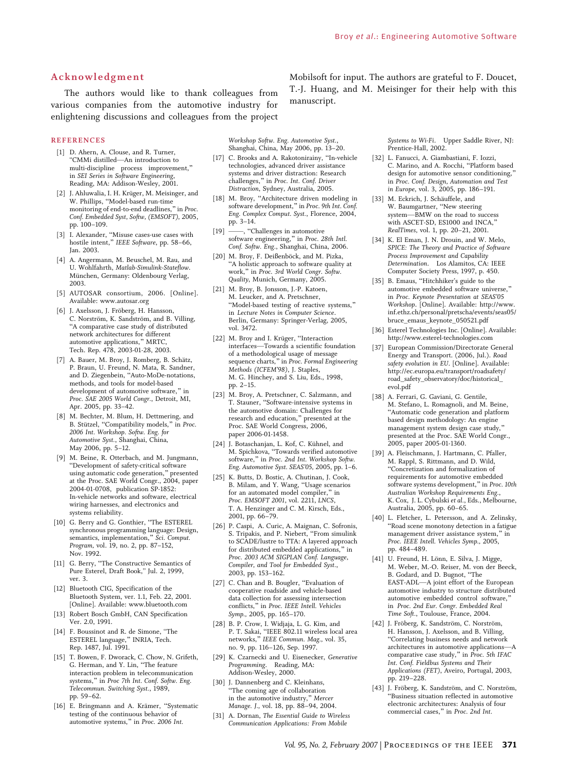## Acknowledgment

The authors would like to thank colleagues from various companies from the automotive industry for enlightening discussions and colleagues from the project Mobilsoft for input. The authors are grateful to F. Doucet, T.-J. Huang, and M. Meisinger for their help with this manuscript.

## REFERENCES

[1] D. Ahern, A. Clouse, and R. Turner, "CMMi distilled—An introduction to multi-discipline process improvement," in *SEI Series in Software Engineering*, Reading, MA: Addison-Wesley, 2001.

[2] J. Ahluwalia, I. H. Krüger, M. Meisinger, and W. Phillips, "Model-based run-time monitoring of end-to-end deadlines," in *Proc. Conf. Embedded Syst, Softw, (EMSOFT)*, 2005, pp. 100–109.

[3] I. Alexander, "Misuse cases-use cases with hostile intent," *IEEE Software*, pp. 58–66, Jan. 2003.

[4] A. Angermann, M. Beuschel, M. Rau, and U. Wohlfahrth, *Matlab-Simulink-Stateflow*. München, Germany: Oldenbourg Verlag, 2003.

[5] AUTOSAR consortium, 2006. [Online]. Available: www.autosar.org

[6] J. Axelsson, J. Fröberg, H. Hansson, C. Norström, K. Sandström, and B. Villing, "A comparative case study of distributed network architectures for different automotive applications," MRTC, Tech. Rep. 478, 2003-01-28, 2003.

[7] A. Bauer, M. Broy, J. Romberg, B. Schätz, P. Braun, U. Freund, N. Mata, R. Sandner, and D. Ziegenbein, "Auto-MoDe-notations, methods, and tools for model-based development of automotive software," in *Proc. SAE 2005 World Congr.*, Detroit, MI, Apr. 2005, pp. 33–42.

[8] M. Bechter, M. Blum, H. Dettmering, and B. Stützel, "Compatibility models," in *Proc. 2006 Int. Workshop. Softw. Eng. for Automotive Syst.*, Shanghai, China, May 2006, pp. 5–12.

[9] M. Beine, R. Otterbach, and M. Jungmann, "Development of safety-critical software using automatic code generation," presented at the Proc. SAE World Congr., 2004, paper 2004-01-0708, publication SP-1852: In-vehicle networks and software, electrical wiring harnesses, and electronics and systems reliability.

[10] G. Berry and G. Gonthier, "The ESTEREL synchronous programming language: Design, semantics, implementation," *Sci. Comput. Program*, vol. 19, no. 2, pp. 87–152, Nov. 1992.

[11] G. Berry, "The Constructive Semantics of Pure Esterel, Draft Book," Jul. 2, 1999, ver. 3.

[12] Bluetooth CIG, Specification of the Bluetooth System, ver. 1.1, Feb. 22, 2001. [Online]. Available: www.bluetooth.com

[13] Robert Bosch GmbH, CAN Specification Ver. 2.0, 1991.

[14] F. Boussinot and R. de Simone, "The ESTEREL language," INRIA, Tech. Rep. 1487, Jul. 1991.

[15] T. Bowen, F. Dworack, C. Chow, N. Grifeth, G. Herman, and Y. Lin, "The feature interaction problem in telecommunication systems," in *Proc 7th Int. Conf. Softw. Eng. Telecommun. Switching Syst.*, 1989, pp. 59–62.

[16] E. Bringmann and A. Krämer, "Systematic testing of the continuous behavior of automotive systems," in *Proc. 2006 Int. Workshop Softw. Eng. Automotive Syst.*, Shanghai, China, May 2006, pp. 13–20.

[17] C. Brooks and A. Rakotonirainy, "In-vehicle technologies, advanced driver assistance systems and driver distraction: Research challenges," in *Proc. Int. Conf. Driver Distraction*, Sydney, Australia, 2005.

[18] M. Broy, "Architecture driven modeling in software development," in *Proc. 9th Int. Conf. Eng. Complex Comput. Syst.*, Florence, 2004, pp. 3–14.

[19] ——, "Challenges in automotive software engineering," in *Proc. 28th Intl. Conf. Softw. Eng.*, Shanghai, China, 2006.

[20] M. Broy, F. Deißenböck, and M. Pizka, "A holistic approach to software quality at work," in *Proc. 3rd World Congr. Softw. Quality*, Munich, Germany, 2005.

[21] M. Broy, B. Jonsson, J.-P. Katoen, M. Leucker, and A. Pretschner, "Model-based testing of reactive systems," in *Lecture Notes in Computer Science*. Berlin, Germany: Springer-Verlag, 2005, vol. 3472.

[22] M. Broy and I. Krüger, "Interaction interfaces—Towards a scientific foundation of a methodological usage of message sequence charts," in *Proc. Formal Engineering Methods (ICFEM'98)*, J. Staples, M. G. Hinchey, and S. Liu, Eds., 1998, pp. 2–15.

[23] M. Broy, A. Pretschner, C. Salzmann, and T. Stauner, "Software-intensive systems in the automotive domain: Challenges for research and education," presented at the Proc. SAE World Congress, 2006, paper 2006-01-1458.

[24] J. Botaschanjan, L. Kof, C. Kühnel, and M. Spichkova, "Towards verified automotive software," in *Proc. 2nd Int. Workshop Softw. Eng. Automotive Syst. SEAS'05*, 2005, pp. 1–6.

[25] K. Butts, D. Bostic, A. Chutinan, J. Cook, B. Milam, and Y. Wang, "Usage scenarios for an automated model compiler," in *Proc. EMSOFT 2001*, vol. 2211, *LNCS*, T. A. Henzinger and C. M. Kirsch, Eds., 2001, pp. 66–79.

[26] P. Caspi, A. Curic, A. Maignan, C. Sofronis, S. Tripakis, and P. Niebert, "From simulink to SCADE/lustre to TTA: A layered approach for distributed embedded applications," in *Proc. 2003 ACM SIGPLAN Conf. Language, Compiler, and Tool for Embedded Syst.*, 2003, pp. 153–162.

[27] C. Chan and B. Bougler, "Evaluation of cooperative roadside and vehicle-based data collection for assessing intersection conflicts," in *Proc. IEEE Intell. Vehicles Symp.*, 2005, pp. 165–170.

[28] B. P. Crow, I. Widjaja, L. G. Kim, and P. T. Sakai, "IEEE 802.11 wireless local area networks," *IEEE Commun. Mag.*, vol. 35, no. 9, pp. 116–126, Sep. 1997.

[29] K. Czarnecki and U. Eisenecker, *Generative Programming*. Reading, MA: Addison-Wesley, 2000.

[30] J. Dannenberg and C. Kleinhans, "The coming age of collaboration in the automotive industry," *Mercer Manage. J.*, vol. 18, pp. 88–94, 2004.

[31] A. Dornan, *The Essential Guide to Wireless Communication Applications: From Mobile Systems to Wi-Fi*. Upper Saddle River, NJ: Prentice-Hall, 2002.

[32] L. Fanucci, A. Giambastiani, F. Iozzi, C. Marino, and A. Rocchi, "Platform based design for automotive sensor conditioning," in *Proc. Conf. Design, Automation and Test in Europe*, vol. 3, 2005, pp. 186–191.

[33] M. Eckrich, J. Schäuffele, and W. Baumgartner, "New steering system—BMW on the road to success with ASCET-SD, ES1000 and INCA," *RealTimes*, vol. 1, pp. 20–21, 2001.

[34] K. El Eman, J. N. Drouin, and W. Melo, *SPICE: The Theory and Practice of Software Process Improvement and Capability Determination*. Los Alamitos, CA: IEEE Computer Society Press, 1997, p. 450.

[35] B. Emaus, "Hitchhiker's guide to the automotive embedded software universe," in *Proc. Keynote Presentation at SEAS'05 Workshop*. [Online]. Available: http://www.inf.ethz.ch/personal/pretscha/events/seas05/bruce_emaus_keynote_050521.pdf

[36] Esterel Technologies Inc. [Online]. Available: http://www.esterel-technologies.com

[37] European Commission/Directorate General Energy and Transport. (2006, Jul.). *Road safety evolution in EU*. [Online]. Available: http://ec.europa.eu/transport/roadsafety/road_safety_observatory/doc/historical_evol.pdf

[38] A. Ferrari, G. Gaviani, G. Gentile, M. Stefano, L. Romagnoli, and M. Beine, "Automatic code generation and platform based design methodology: An engine management system design case study," presented at the Proc. SAE World Congr., 2005, paper 2005-01-1360.

[39] A. Fleischmann, J. Hartmann, C. Pfaller, M. Rappl, S. Rittmann, and D. Wild, "Concretization and formalization of requirements for automotive embedded software systems development," in *Proc. 10th Australian Workshop Requirements Eng.*, K. Cox, J. L. Cybulski *et al.*, Eds., Melbourne, Australia, 2005, pp. 60–65.

[40] L. Fletcher, L. Petersson, and A. Zelinsky, "Road scene monotony detection in a fatigue management driver assistance system," in *Proc. IEEE Intell. Vehicles Symp.*, 2005, pp. 484–489.

[41] U. Freund, H. Lönn, E. Silva, J. Migge, M. Weber, M.-O. Reiser, M. von der Beeck, B. Godard, and D. Bugnot, "The EAST-ADL—A joint effort of the European automotive industry to structure distributed automotive embedded control software," in *Proc. 2nd Eur. Congr. Embedded Real Time Soft.*, Toulouse, France, 2004.

[42] J. Fröberg, K. Sandström, C. Norström, H. Hansson, J. Axelsson, and B. Villing, "Correlating business needs and network architectures in automotive applications—A comparative case study," in *Proc. 5th IFAC Int. Conf. Fieldbus Systems and Their Applications (FET)*, Aveiro, Portugal, 2003, pp. 219–228.

[43] J. Fröberg, K. Sandström, and C. Norström, "Business situation reflected in automotive electronic architectures: Analysis of four commercial cases," in *Proc. 2nd Int.*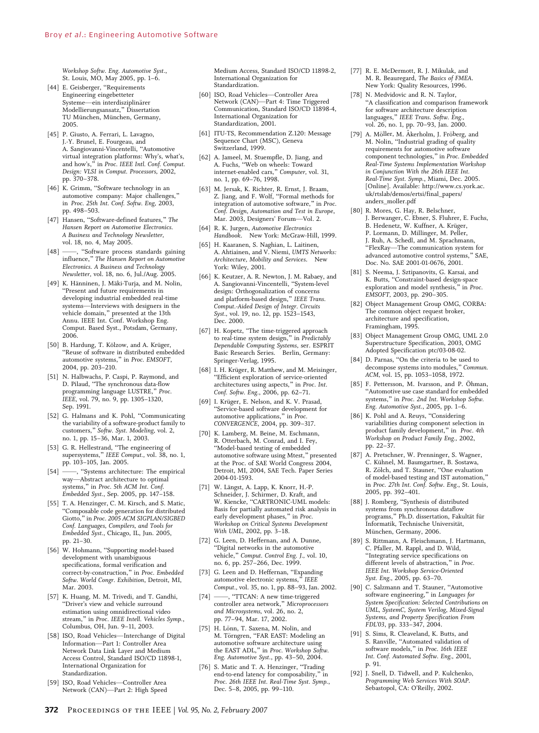Workshop Softw. Eng. Automotive Syst., St. Louis, MO, May 2005, pp. 1–6.

[44] E. Geisberger, "Requirements Engineering eingebetteter Systeme—ein interdisziplinärer Modellierungsansatz," Dissertation TU München, München, Germany, 2005.

[45] P. Giusto, A. Ferrari, L. Lavagno, J.-Y. Brunel, E. Fourgeau, and A. Sangiovanni-Vincentelli, "Automotive virtual integration platforms: Why's, what's, and how's," in *Proc. IEEE Intl. Conf. Comput. Design: VLSI in Comput. Processors*, 2002, pp. 370–378.

[46] K. Grimm, "Software technology in an automotive company: Major challenges," in *Proc. 25th Int. Conf. Softw. Eng*, 2003, pp. 498–503.

[47] Hansen, "Software-defined features," *The Hansen Report on Automotive Electronics. A Business and Technology Newsletter*, vol. 18, no. 4, May 2005.

[48] ——, "Software process standards gaining influence," *The Hansen Report on Automotive Electronics. A Business and Technology Newsletter*, vol. 18, no. 6, Jul./Aug. 2005.

[49] K. Hänninen, J. Mäki-Turja, and M. Nolin, "Present and future requirements in developing industrial embedded real-time systems—Interviews with designers in the vehicle domain," presented at the 13th Annu. IEEE Int. Conf. Workshop Eng. Comput. Based Syst., Potsdam, Germany, 2006.

[50] B. Hardung, T. Kölzow, and A. Krüger, "Reuse of software in distributed embedded automotive systems," in *Proc. EMSOFT*, 2004, pp. 203–210.

[51] N. Halbwachs, P. Caspi, P. Raymond, and D. Pilaud, "The synchronous data-flow programming language LUSTRE," *Proc. IEEE*, vol. 79, no. 9, pp. 1305–1320, Sep. 1991.

[52] G. Halmans and K. Pohl, "Communicating the variability of a software-product family to customers," *Softw. Syst. Modeling*, vol. 2, no. 1, pp. 15–36, Mar. 1, 2003.

[53] G. R. Hellestrand, "The engineering of supersystems," *IEEE Comput.*, vol. 38, no. 1, pp. 103–105, Jan. 2005.

[54] ——, "Systems architecture: The empirical way—Abstract architecture to optimal systems," in *Proc. 5th ACM Int. Conf. Embedded Syst.*, Sep. 2005, pp. 147–158.

[55] T. A. Henzinger, C. M. Kirsch, and S. Matic, "Composable code generation for distributed Giotto," in *Proc. 2005 ACM SIGPLAN/SIGBED Conf. Languages, Compilers, and Tools for Embedded Syst.*, Chicago, IL, Jun. 2005, pp. 21–30.

[56] W. Hohmann, "Supporting model-based development with unambiguous specifications, formal verification and correct-by-construction," in *Proc. Embedded Softw. World Congr. Exhibition*, Detroit, MI, Mar. 2003.

[57] K. Huang, M. M. Trivedi, and T. Gandhi, "Driver's view and vehicle surround estimation using omnidirectional video stream," in *Proc. IEEE Intell. Vehicles Symp.*, Columbus, OH, Jun. 9–11, 2003.

[58] ISO, Road Vehicles—Interchange of Digital Information—Part 1: Controller Area Network Data Link Layer and Medium Access Control, Standard ISO/CD 11898-1, International Organization for Standardization.

[59] ISO, Road Vehicles—Controller Area Network (CAN)—Part 2: High Speed Medium Access, Standard ISO/CD 11898-2, International Organization for Standardization.

[60] ISO, Road Vehicles—Controller Area Network (CAN)—Part 4: Time Triggered Communication, Standard ISO/CD 11898-4, International Organization for Standardization, 2001.

[61] ITU-TS, Recommendation Z.120: Message Sequence Chart (MSC), Geneva Switzerland, 1999.

[62] A. Jameel, M. Stuempfle, D. Jiang, and A. Fuchs, "Web on wheels: Toward internet-enabled cars," *Computer*, vol. 31, no. 1, pp. 69–76, 1998.

[63] M. Jersak, K. Richter, R. Ernst, J. Braam, Z. Jiang, and F. Wolf, "Formal methods for integration of automotive software," in *Proc. Conf. Design, Automation and Test in Europe*, Mar. 2003, Designers' Forum—Vol. 2.

[64] R. K. Jurgen, *Automotive Electronics Handbook*. New York: McGraw-Hill, 1999.

[65] H. Kaaranen, S. Naghian, L. Laitinen, A. Ahtiainen, and V. Niemi, *UMTS Networks: Architecture, Mobility and Services*. New York: Wiley, 2001.

[66] K. Keutzer, A. R. Newton, J. M. Rabaey, and A. Sangiovanni-Vincentelli, "System-level design: Orthogonalization of concerns and platform-based design," *IEEE Trans. Comput.-Aided Design of Integr. Circuits Syst.*, vol. 19, no. 12, pp. 1523–1543, Dec. 2000.

[67] H. Kopetz, "The time-triggered approach to real-time system design," in *Predictably Dependable Computing Systems*, ser. ESPRIT Basic Research Series. Berlin, Germany: Springer-Verlag, 1995.

[68] I. H. Krüger, R. Matthew, and M. Meisinger, "Efficient exploration of service-oriented architectures using aspects," in *Proc. Int. Conf. Softw. Eng.*, 2006, pp. 62–71.

[69] I. Krüger, E. Nelson, and K. V. Prasad, "Service-based software development for automotive applications," in *Proc. CONVERGENCE*, 2004, pp. 309–317.

[70] K. Lamberg, M. Beine, M. Eschmann, R. Otterbach, M. Conrad, and I. Fey, "Model-based testing of embedded automotive software using Mtest," presented at the Proc. of SAE World Congress 2004, Detroit, MI, 2004, SAE Tech. Paper Series 2004-01-1593.

[71] W. Längst, A. Lapp, K. Knorr, H.-P. Schneider, J. Schirmer, D. Kraft, and W. Kiencke, "CARTRONIC-UML models: Basis for partially automated risk analysis in early development phases," in *Proc. Workshop on Critical Systems Development With UML*, 2002, pp. 3–18.

[72] G. Leen, D. Heffernan, and A. Dunne, "Digital networks in the automotive vehicle," *Comput. Control Eng. J.*, vol. 10, no. 6, pp. 257–266, Dec. 1999.

[73] G. Leen and D. Heffernan, "Expanding automotive electronic systems," *IEEE Comput.*, vol. 35, no. 1, pp. 88–93, Jan. 2002.

[74] ——, "TTCAN: A new time-triggered controller area network," *Microprocessors and Microsystems*, vol. 26, no. 2, pp. 77–94, Mar. 17, 2002.

[75] H. Lönn, T. Saxena, M. Nolin, and M. Törngren, "FAR EAST: Modeling an automotive software architecture using the EAST ADL," in *Proc. Workshop Softw. Eng. Automotive Syst.*, pp. 43–50, 2004.

[76] S. Matic and T. A. Henzinger, "Trading end-to-end latency for composability," in *Proc. 26th IEEE Int. Real-Time Syst. Symp.*, Dec. 5–8, 2005, pp. 99–110.

[77] R. E. McDermott, R. J. Mikulak, and M. R. Beauregard, *The Basics of FMEA*. New York: Quality Resources, 1996.

[78] N. Medvidovic and R. N. Taylor, "A classification and comparison framework for software architecture description languages," *IEEE Trans. Softw. Eng.*, vol. 26, no. 1, pp. 70–93, Jan. 2000.

[79] A. Möller, M. Åkerholm, J. Fröberg, and M. Nolin, "Industrial grading of quality requirements for automotive software component technologies," in *Proc. Embedded Real-Time Systems Implementation Workshop in Conjunction With the 26th IEEE Int. Real-Time Syst. Symp.*, Miami, Dec. 2005. [Online]. Available: http://www.cs.york.ac.uk/rtslab/demos/ertsi/final_papers/anders_moller.pdf

[80] R. Mores, G. Hay, R. Belschner, J. Berwanger, C. Ebner, S. Fluhrer, E. Fuchs, B. Hedenetz, W. Kuffner, A. Krüger, P. Lormann, D. Millinger, M. Peller, J. Ruh, A. Schedl, and M. Sprachmann, "FlexRay—The communication system for advanced automotive control systems," SAE, Doc. No. SAE 2001-01-0676, 2001.

[81] S. Neema, J. Sztipanovits, G. Karsai, and K. Butts, "Constraint-based design-space exploration and model synthesis," in *Proc. EMSOFT*, 2003, pp. 290–305.

[82] Object Management Group OMG, CORBA: The common object request broker, architecture and specification, Framingham, 1995.

[83] Object Management Group OMG, UML 2.0 Superstructure Specification, 2003, OMG Adopted Specification ptc/03-08-02.

[84] D. Parnas, "On the criteria to be used to decompose systems into modules," *Commun. ACM*, vol. 15, pp. 1053–1058, 1972.

[85] F. Pettersson, M. Ivarsson, and P. Öhman, "Automotive use case standard for embedded systems," in *Proc. 2nd Int. Workshop Softw. Eng. Automotive Syst.*, 2005, pp. 1–6.

[86] K. Pohl and A. Reuys, "Considering variabilities during component selection in product family development," in *Proc. 4th Workshop on Product Family Eng.*, 2002, pp. 22–37.

[87] A. Pretschner, W. Prenninger, S. Wagner, C. Kühnel, M. Baumgartner, B. Sostawa, R. Zölch, and T. Stauner, "One evaluation of model-based testing and IST automation," in *Proc. 27th Int. Conf. Softw. Eng.*, St. Louis, 2005, pp. 392–401.

[88] J. Romberg, "Synthesis of distributed systems from synchronous dataflow programs," Ph.D. dissertation, Fakultät für Informatik, Technische Universität, München, Germany, 2006.

[89] S. Rittmann, A. Fleischmann, J. Hartmann, C. Pfaller, M. Rappl, and D. Wild, "Integrating service specifications on different levels of abstraction," in *Proc. IEEE Int. Workshop Service-Oriented Syst. Eng.*, 2005, pp. 63–70.

[90] C. Salzmann and T. Stauner, "Automotive software engineering," in *Languages for System Specification: Selected Contributions on UML, SystemC, System Verilog, Mixed-Signal Systems, and Property Specification From FDL'03*, pp. 333–347, 2004.

[91] S. Sims, R. Cleaveland, K. Butts, and S. Ranville, "Automated validation of software models," in *Proc. 16th IEEE Int. Conf. Automated Softw. Eng.*, 2001, p. 91.

[92] J. Snell, D. Tidwell, and P. Kulchenko, *Programming Web Services With SOAP*. Sebastopol, CA: O'Reilly, 2002.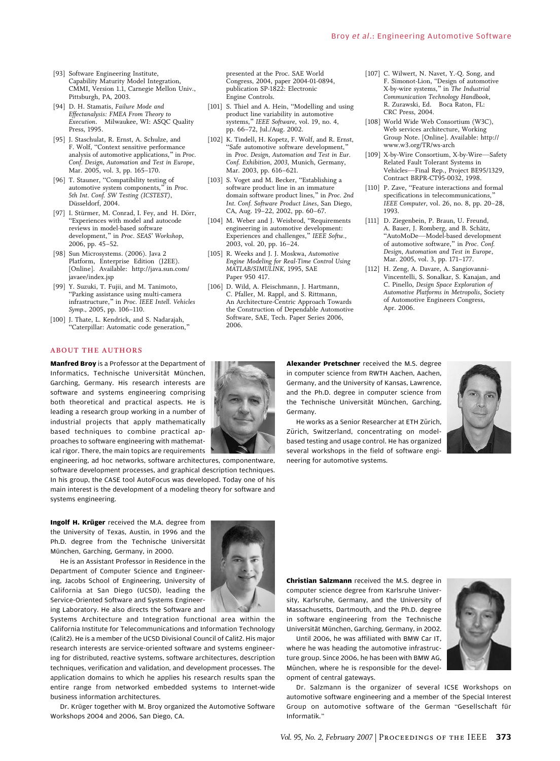[93] Software Engineering Institute, Capability Maturity Model Integration, CMMI, Version 1.1, Carnegie Mellon Univ., Pittsburgh, PA, 2003.

[94] D. H. Stamatis, *Failure Mode and Effectanalysis: FMEA From Theory to Execution*. Milwaukee, WI: ASQC Quality Press, 1995.

[95] J. Staschulat, R. Ernst, A. Schulze, and F. Wolf, "Context sensitive performance analysis of automotive applications," in *Proc. Conf. Design, Automation and Test in Europe*, Mar. 2005, vol. 3, pp. 165–170.

[96] T. Stauner, "Compatibility testing of automotive system components," in *Proc. 5th Int. Conf. SW Testing (ICSTEST)*, Düsseldorf, 2004.

[97] I. Stürmer, M. Conrad, I. Fey, and H. Dörr, "Experiences with model and autocode reviews in model-based software development," in *Proc. SEAS' Workshop*, 2006, pp. 45–52.

[98] Sun Microsystems. (2006). Java 2 Platform, Enterprise Edition (J2EE). [Online]. Available: http://java.sun.com/javaee/index.jsp

[99] Y. Suzuki, T. Fujii, and M. Tanimoto, "Parking assistance using multi-camera infrastructure," in *Proc. IEEE Intell. Vehicles Symp.*, 2005, pp. 106–110.

[100] J. Thate, L. Kendrick, and S. Nadarajah, "Caterpillar: Automatic code generation," presented at the Proc. SAE World Congress, 2004, paper 2004-01-0894, publication SP-1822: Electronic Engine Controls.

[101] S. Thiel and A. Hein, "Modelling and using product line variability in automotive systems," *IEEE Software*, vol. 19, no. 4, pp. 66–72, Jul./Aug. 2002.

[102] K. Tindell, H. Kopetz, F. Wolf, and R. Ernst, "Safe automotive software development," in *Proc. Design, Automation and Test in Eur. Conf. Exhibition, 2003*, Munich, Germany, Mar. 2003, pp. 616–621.

[103] S. Voget and M. Becker, "Establishing a software product line in an immature domain software product lines," in *Proc. 2nd Int. Conf. Software Product Lines*, San Diego, CA, Aug. 19–22, 2002, pp. 60–67.

[104] M. Weber and J. Weisbrod, "Requirements engineering in automotive development: Experiences and challenges," *IEEE Softw.*, 2003, vol. 20, pp. 16–24.

[105] R. Weeks and J. J. Moskwa, *Automotive Engine Modeling for Real-Time Control Using MATLAB/SIMULINK*, 1995, SAE Paper 950 417.

[106] D. Wild, A. Fleischmann, J. Hartmann, C. Pfaller, M. Rappl, and S. Rittmann, An Architecture-Centric Approach Towards the Construction of Dependable Automotive Software, SAE, Tech. Paper Series 2006, 2006.

[107] C. Wilwert, N. Navet, Y.-Q. Song, and F. Simonot-Lion, "Design of automotive X-by-wire systems," in *The Industrial Communication Technology Handbook*, R. Zurawski, Ed. Boca Raton, FL: CRC Press, 2004.

[108] World Wide Web Consortium (W3C), Web services architecture, Working Group Note. [Online]. Available: http://www.w3.org/TR/ws-arch

[109] X-by-Wire Consortium, X-by-Wire—Safety Related Fault Tolerant Systems in Vehicles—Final Rep., Project BE95/1329, Contract BRPR-CT95-0032, 1998.

[110] P. Zave, "Feature interactions and formal specifications in telecommunications," *IEEE Computer*, vol. 26, no. 8, pp. 20–28, 1993.

[111] D. Ziegenbein, P. Braun, U. Freund, A. Bauer, J. Romberg, and B. Schätz, "AutoMoDe—Model-based development of automotive software," in *Proc. Conf. Design, Automation and Test in Europe*, Mar. 2005, vol. 3, pp. 171–177.

[112] H. Zeng, A. Davare, A. Sangiovanni-Vincentelli, S. Sonalkar, S. Kanajan, and C. Pinello, *Design Space Exploration of Automotive Platforms in Metropolis*, Society of Automotive Engineers Congress, Apr. 2006.

## ABOUT THE AUTHORS

**Manfred Broy** is a Professor at the Department of Informatics, Technische Universität München, Garching, Germany. His research interests are software and systems engineering comprising both theoretical and practical aspects. He is leading a research group working in a number of industrial projects that apply mathematically based techniques to combine practical approaches to software engineering with mathematical rigor. There, the main topics are requirements engineering, ad hoc networks, software architectures, componentware, software development processes, and graphical description techniques. In his group, the CASE tool AutoFocus was developed. Today one of his main interest is the development of a modeling theory for software and systems engineering.

**Ingolf H. Krüger** received the M.A. degree from the University of Texas, Austin, in 1996 and the Ph.D. degree from the Technische Universität München, Garching, Germany, in 2000.

He is an Assistant Professor in Residence in the Department of Computer Science and Engineering, Jacobs School of Engineering, University of California at San Diego (UCSD), leading the Service-Oriented Software and Systems Engineering Laboratory. He also directs the Software and Systems Architecture and Integration functional area within the California Institute for Telecommunications and Information Technology (Calit2). He is a member of the UCSD Divisional Council of Calit2. His major research interests are service-oriented software and systems engineering for distributed, reactive systems, software architectures, description techniques, verification and validation, and development processes. The application domains to which he applies his research results span the entire range from networked embedded systems to Internet-wide business information architectures.

Dr. Krüger together with M. Broy organized the Automotive Software Workshops 2004 and 2006, San Diego, CA.

**Alexander Pretschner** received the M.S. degree in computer science from RWTH Aachen, Aachen, Germany, and the University of Kansas, Lawrence, and the Ph.D. degree in computer science from the Technische Universität München, Garching, Germany.

He works as a Senior Researcher at ETH Zürich, Zürich, Switzerland, concentrating on model-based testing and usage control. He has organized several workshops in the field of software engineering for automotive systems.

**Christian Salzmann** received the M.S. degree in computer science degree from Karlsruhe University, Karlsruhe, Germany, and the University of Massachusetts, Dartmouth, and the Ph.D. degree in software engineering from the Technische Universität München, Garching, Germany, in 2002.

Until 2006, he was affiliated with BMW Car IT, where he was heading the automotive infrastructure group. Since 2006, he has been with BMW AG, München, where he is responsible for the development of central gateways.

Dr. Salzmann is the organizer of several ICSE Workshops on automotive software engineering and a member of the Special Interest Group on automotive software of the German "Gesellschaft für Informatik."